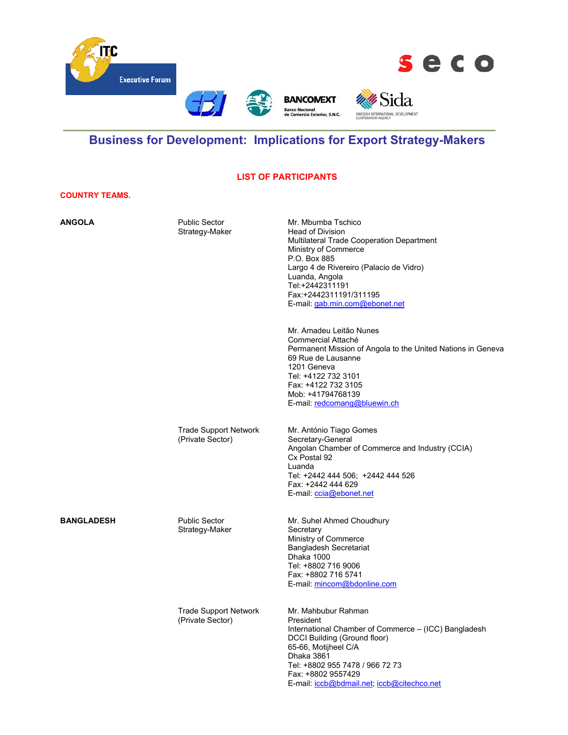# Business for Development: Implications for Export Strategy-Makers

## LIST OF PARTICIPANTS

### COUNTRY TEAMS.

| | | |
|---|---|---|
| **ANGOLA** | Public Sector Strategy-Maker | Mr. Mbumba Tschico<br>Head of Division<br>Multilateral Trade Cooperation Department<br>Ministry of Commerce<br>P.O. Box 885<br>Largo 4 de Rivereiro (Palacio de Vidro)<br>Luanda, Angola<br>Tel:+2442311191<br>Fax:+2442311191/311195<br>E-mail: gab.min.com@ebonet.net |
| | | Mr. Amadeu Leitão Nunes<br>Commercial Attaché<br>Permanent Mission of Angola to the United Nations in Geneva<br>69 Rue de Lausanne<br>1201 Geneva<br>Tel: +4122 732 3101<br>Fax: +4122 732 3105<br>Mob: +41794768139<br>E-mail: redcomang@bluewin.ch |
| | Trade Support Network (Private Sector) | Mr. António Tiago Gomes<br>Secretary-General<br>Angolan Chamber of Commerce and Industry (CCIA)<br>Cx Postal 92<br>Luanda<br>Tel: +2442 444 506; +2442 444 526<br>Fax: +2442 444 629<br>E-mail: ccia@ebonet.net |
| **BANGLADESH** | Public Sector Strategy-Maker | Mr. Suhel Ahmed Choudhury<br>Secretary<br>Ministry of Commerce<br>Bangladesh Secretariat<br>Dhaka 1000<br>Tel: +8802 716 9006<br>Fax: +8802 716 5741<br>E-mail: mincom@bdonline.com |
| | Trade Support Network (Private Sector) | Mr. Mahbubur Rahman<br>President<br>International Chamber of Commerce – (ICC) Bangladesh<br>DCCI Building (Ground floor)<br>65-66, Motijheel C/A<br>Dhaka 3861<br>Tel: +8802 955 7478 / 966 72 73<br>Fax: +8802 9557429<br>E-mail: iccb@bdmail.net; iccb@citechco.net |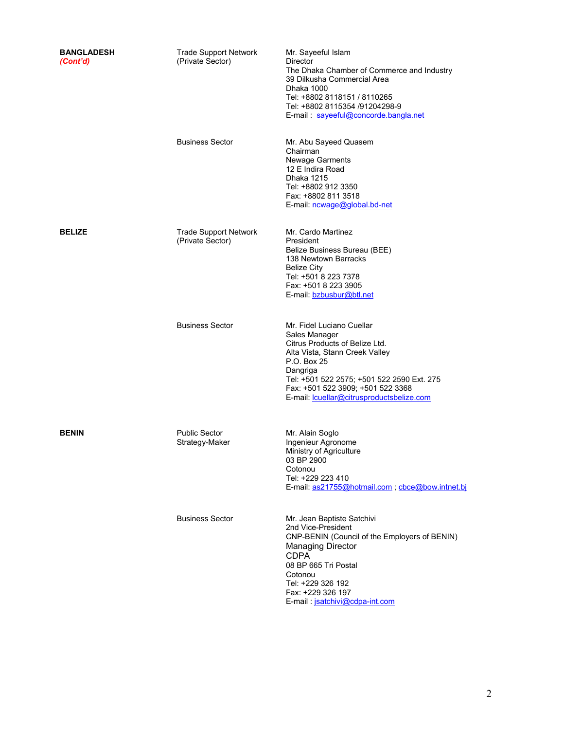| | | |
|---|---|---|
| **BANGLADESH** *(Cont'd)* | Trade Support Network (Private Sector) | Mr. Sayeeful Islam<br>Director<br>The Dhaka Chamber of Commerce and Industry<br>39 Dilkusha Commercial Area<br>Dhaka 1000<br>Tel: +8802 8118151 / 8110265<br>Tel: +8802 8115354 /91204298-9<br>E-mail : sayeeful@concorde.bangla.net |
| | Business Sector | Mr. Abu Sayeed Quasem<br>Chairman<br>Newage Garments<br>12 E Indira Road<br>Dhaka 1215<br>Tel: +8802 912 3350<br>Fax: +8802 811 3518<br>E-mail: ncwage@global.bd-net |
| **BELIZE** | Trade Support Network (Private Sector) | Mr. Cardo Martinez<br>President<br>Belize Business Bureau (BEE)<br>138 Newtown Barracks<br>Belize City<br>Tel: +501 8 223 7378<br>Fax: +501 8 223 3905<br>E-mail: bzbusbur@btl.net |
| | Business Sector | Mr. Fidel Luciano Cuellar<br>Sales Manager<br>Citrus Products of Belize Ltd.<br>Alta Vista, Stann Creek Valley<br>P.O. Box 25<br>Dangriga<br>Tel: +501 522 2575; +501 522 2590 Ext. 275<br>Fax: +501 522 3909; +501 522 3368<br>E-mail: lcuellar@citrusproductsbelize.com |
| **BENIN** | Public Sector Strategy-Maker | Mr. Alain Soglo<br>Ingenieur Agronome<br>Ministry of Agriculture<br>03 BP 2900<br>Cotonou<br>Tel: +229 223 410<br>E-mail: as21755@hotmail.com ; cbce@bow.intnet.bj |
| | Business Sector | Mr. Jean Baptiste Satchivi<br>2nd Vice-President<br>CNP-BENIN (Council of the Employers of BENIN)<br>Managing Director<br>CDPA<br>08 BP 665 Tri Postal<br>Cotonou<br>Tel: +229 326 192<br>Fax: +229 326 197<br>E-mail : jsatchivi@cdpa-int.com |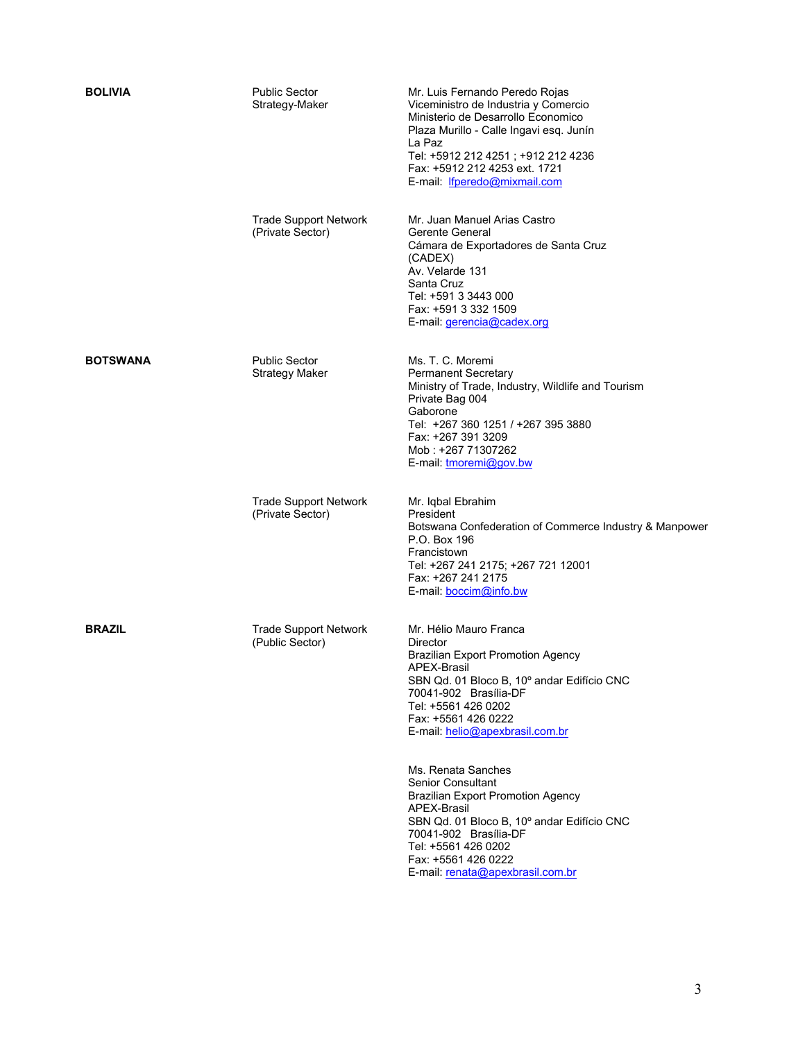| | | |
|---|---|---|
| **BOLIVIA** | Public Sector<br>Strategy-Maker | Mr. Luis Fernando Peredo Rojas<br>Viceministro de Industria y Comercio<br>Ministerio de Desarrollo Economico<br>Plaza Murillo - Calle Ingavi esq. Junín<br>La Paz<br>Tel: +5912 212 4251 ; +912 212 4236<br>Fax: +5912 212 4253 ext. 1721<br>E-mail: lfperedo@mixmail.com |
| | Trade Support Network<br>(Private Sector) | Mr. Juan Manuel Arias Castro<br>Gerente General<br>Cámara de Exportadores de Santa Cruz<br>(CADEX)<br>Av. Velarde 131<br>Santa Cruz<br>Tel: +591 3 3443 000<br>Fax: +591 3 332 1509<br>E-mail: gerencia@cadex.org |
| **BOTSWANA** | Public Sector<br>Strategy Maker | Ms. T. C. Moremi<br>Permanent Secretary<br>Ministry of Trade, Industry, Wildlife and Tourism<br>Private Bag 004<br>Gaborone<br>Tel: +267 360 1251 / +267 395 3880<br>Fax: +267 391 3209<br>Mob : +267 71307262<br>E-mail: tmoremi@gov.bw |
| | Trade Support Network<br>(Private Sector) | Mr. Iqbal Ebrahim<br>President<br>Botswana Confederation of Commerce Industry & Manpower<br>P.O. Box 196<br>Francistown<br>Tel: +267 241 2175; +267 721 12001<br>Fax: +267 241 2175<br>E-mail: boccim@info.bw |
| **BRAZIL** | Trade Support Network<br>(Public Sector) | Mr. Hélio Mauro Franca<br>Director<br>Brazilian Export Promotion Agency<br>APEX-Brasil<br>SBN Qd. 01 Bloco B, 10º andar Edifício CNC<br>70041-902 Brasília-DF<br>Tel: +5561 426 0202<br>Fax: +5561 426 0222<br>E-mail: helio@apexbrasil.com.br |
| | | Ms. Renata Sanches<br>Senior Consultant<br>Brazilian Export Promotion Agency<br>APEX-Brasil<br>SBN Qd. 01 Bloco B, 10º andar Edifício CNC<br>70041-902 Brasília-DF<br>Tel: +5561 426 0202<br>Fax: +5561 426 0222<br>E-mail: renata@apexbrasil.com.br |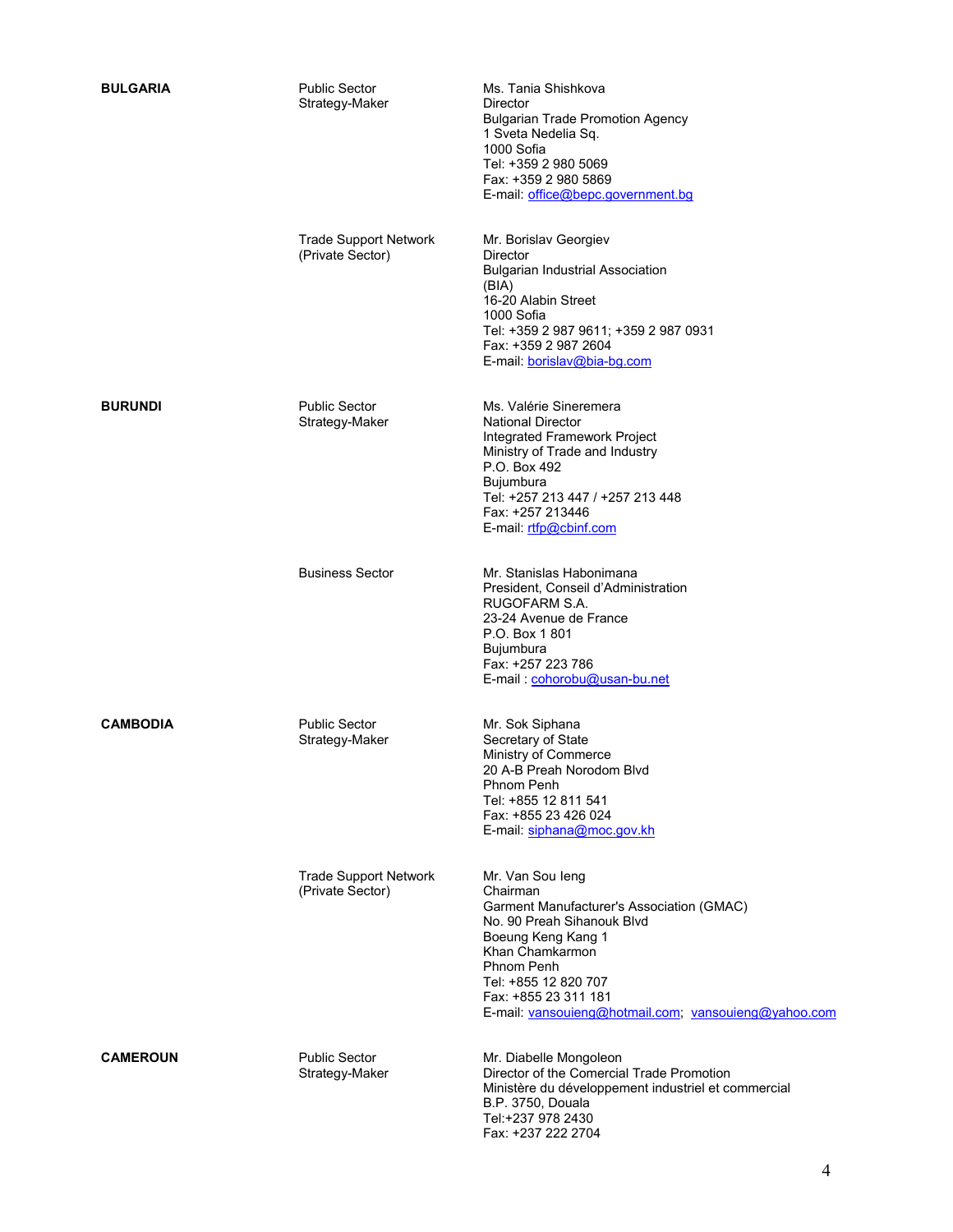| | | |
|---|---|---|
| **BULGARIA** | Public Sector Strategy-Maker | Ms. Tania Shishkova<br>Director<br>Bulgarian Trade Promotion Agency<br>1 Sveta Nedelia Sq.<br>1000 Sofia<br>Tel: +359 2 980 5069<br>Fax: +359 2 980 5869<br>E-mail: office@bepc.government.bg |
| | Trade Support Network (Private Sector) | Mr. Borislav Georgiev<br>Director<br>Bulgarian Industrial Association (BIA)<br>16-20 Alabin Street<br>1000 Sofia<br>Tel: +359 2 987 9611; +359 2 987 0931<br>Fax: +359 2 987 2604<br>E-mail: borislav@bia-bg.com |
| **BURUNDI** | Public Sector Strategy-Maker | Ms. Valérie Sineremera<br>National Director<br>Integrated Framework Project<br>Ministry of Trade and Industry<br>P.O. Box 492<br>Bujumbura<br>Tel: +257 213 447 / +257 213 448<br>Fax: +257 213446<br>E-mail: rtfp@cbinf.com |
| | Business Sector | Mr. Stanislas Habonimana<br>President, Conseil d'Administration<br>RUGOFARM S.A.<br>23-24 Avenue de France<br>P.O. Box 1 801<br>Bujumbura<br>Fax: +257 223 786<br>E-mail : cohorobu@usan-bu.net |
| **CAMBODIA** | Public Sector Strategy-Maker | Mr. Sok Siphana<br>Secretary of State<br>Ministry of Commerce<br>20 A-B Preah Norodom Blvd<br>Phnom Penh<br>Tel: +855 12 811 541<br>Fax: +855 23 426 024<br>E-mail: siphana@moc.gov.kh |
| | Trade Support Network (Private Sector) | Mr. Van Sou Ieng<br>Chairman<br>Garment Manufacturer's Association (GMAC)<br>No. 90 Preah Sihanouk Blvd<br>Boeung Keng Kang 1<br>Khan Chamkarmon<br>Phnom Penh<br>Tel: +855 12 820 707<br>Fax: +855 23 311 181<br>E-mail: vansouieng@hotmail.com; vansouieng@yahoo.com |
| **CAMEROUN** | Public Sector Strategy-Maker | Mr. Diabelle Mongoleon<br>Director of the Comercial Trade Promotion<br>Ministère du développement industriel et commercial<br>B.P. 3750, Douala<br>Tel:+237 978 2430<br>Fax: +237 222 2704 |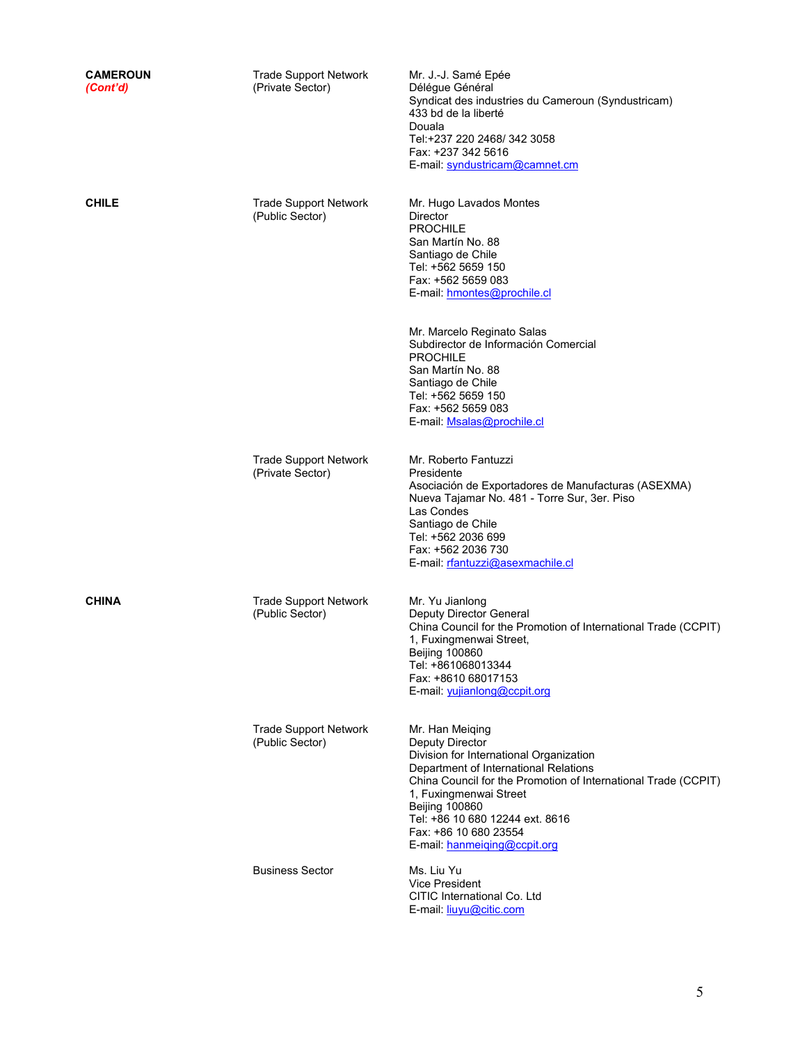| | | |
|---|---|---|
| **CAMEROUN** *(Cont'd)* | Trade Support Network (Private Sector) | Mr. J.-J. Samé Epée<br>Délégue Général<br>Syndicat des industries du Cameroun (Syndustricam)<br>433 bd de la liberté<br>Douala<br>Tel:+237 220 2468/ 342 3058<br>Fax: +237 342 5616<br>E-mail: syndustricam@camnet.cm |
| **CHILE** | Trade Support Network (Public Sector) | Mr. Hugo Lavados Montes<br>Director<br>PROCHILE<br>San Martín No. 88<br>Santiago de Chile<br>Tel: +562 5659 150<br>Fax: +562 5659 083<br>E-mail: hmontes@prochile.cl |
| | | Mr. Marcelo Reginato Salas<br>Subdirector de Información Comercial<br>PROCHILE<br>San Martín No. 88<br>Santiago de Chile<br>Tel: +562 5659 150<br>Fax: +562 5659 083<br>E-mail: Msalas@prochile.cl |
| | Trade Support Network (Private Sector) | Mr. Roberto Fantuzzi<br>Presidente<br>Asociación de Exportadores de Manufacturas (ASEXMA)<br>Nueva Tajamar No. 481 - Torre Sur, 3er. Piso<br>Las Condes<br>Santiago de Chile<br>Tel: +562 2036 699<br>Fax: +562 2036 730<br>E-mail: rfantuzzi@asexmachile.cl |
| **CHINA** | Trade Support Network (Public Sector) | Mr. Yu Jianlong<br>Deputy Director General<br>China Council for the Promotion of International Trade (CCPIT)<br>1, Fuxingmenwai Street,<br>Beijing 100860<br>Tel: +861068013344<br>Fax: +8610 68017153<br>E-mail: yujianlong@ccpit.org |
| | Trade Support Network (Public Sector) | Mr. Han Meiqing<br>Deputy Director<br>Division for International Organization<br>Department of International Relations<br>China Council for the Promotion of International Trade (CCPIT)<br>1, Fuxingmenwai Street<br>Beijing 100860<br>Tel: +86 10 680 12244 ext. 8616<br>Fax: +86 10 680 23554<br>E-mail: hanmeiqing@ccpit.org |
| | Business Sector | Ms. Liu Yu<br>Vice President<br>CITIC International Co. Ltd<br>E-mail: liuyu@citic.com |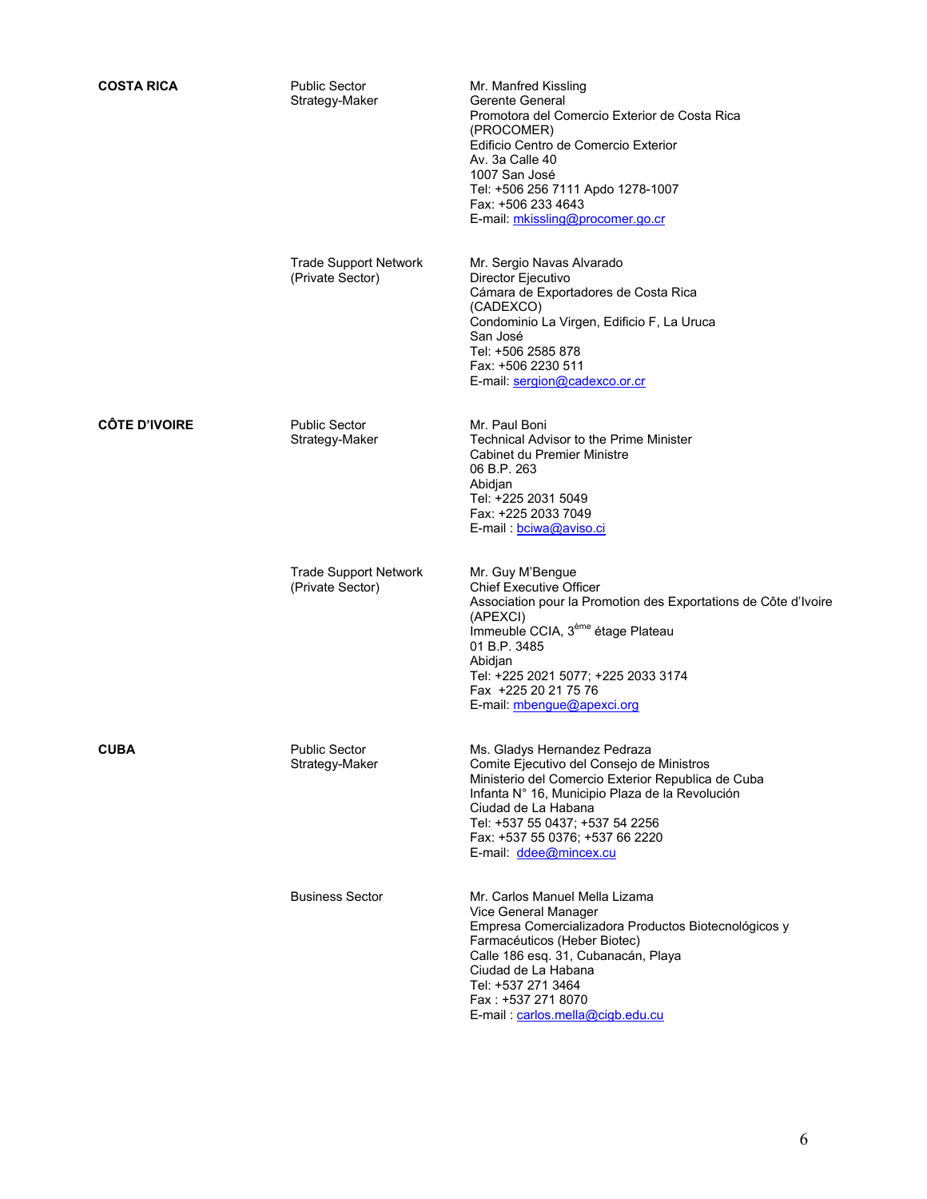| | | |
|---|---|---|
| **COSTA RICA** | Public Sector Strategy-Maker | Mr. Manfred Kissling<br>Gerente General<br>Promotora del Comercio Exterior de Costa Rica (PROCOMER)<br>Edificio Centro de Comercio Exterior<br>Av. 3a Calle 40<br>1007 San José<br>Tel: +506 256 7111 Apdo 1278-1007<br>Fax: +506 233 4643<br>E-mail: mkissling@procomer.go.cr |
| | Trade Support Network (Private Sector) | Mr. Sergio Navas Alvarado<br>Director Ejecutivo<br>Cámara de Exportadores de Costa Rica (CADEXCO)<br>Condominio La Virgen, Edificio F, La Uruca<br>San José<br>Tel: +506 2585 878<br>Fax: +506 2230 511<br>E-mail: sergion@cadexco.or.cr |
| **CÔTE D'IVOIRE** | Public Sector Strategy-Maker | Mr. Paul Boni<br>Technical Advisor to the Prime Minister<br>Cabinet du Premier Ministre<br>06 B.P. 263<br>Abidjan<br>Tel: +225 2031 5049<br>Fax: +225 2033 7049<br>E-mail : bciwa@aviso.ci |
| | Trade Support Network (Private Sector) | Mr. Guy M'Bengue<br>Chief Executive Officer<br>Association pour la Promotion des Exportations de Côte d'Ivoire (APEXCI)<br>Immeuble CCIA, 3ème étage Plateau<br>01 B.P. 3485<br>Abidjan<br>Tel: +225 2021 5077; +225 2033 3174<br>Fax +225 20 21 75 76<br>E-mail: mbengue@apexci.org |
| **CUBA** | Public Sector Strategy-Maker | Ms. Gladys Hernandez Pedraza<br>Comite Ejecutivo del Consejo de Ministros<br>Ministerio del Comercio Exterior Republica de Cuba<br>Infanta N° 16, Municipio Plaza de la Revolución<br>Ciudad de La Habana<br>Tel: +537 55 0437; +537 54 2256<br>Fax: +537 55 0376; +537 66 2220<br>E-mail: ddee@mincex.cu |
| | Business Sector | Mr. Carlos Manuel Mella Lizama<br>Vice General Manager<br>Empresa Comercializadora Productos Biotecnológicos y Farmacéuticos (Heber Biotec)<br>Calle 186 esq. 31, Cubanacán, Playa<br>Ciudad de La Habana<br>Tel: +537 271 3464<br>Fax : +537 271 8070<br>E-mail : carlos.mella@cigb.edu.cu |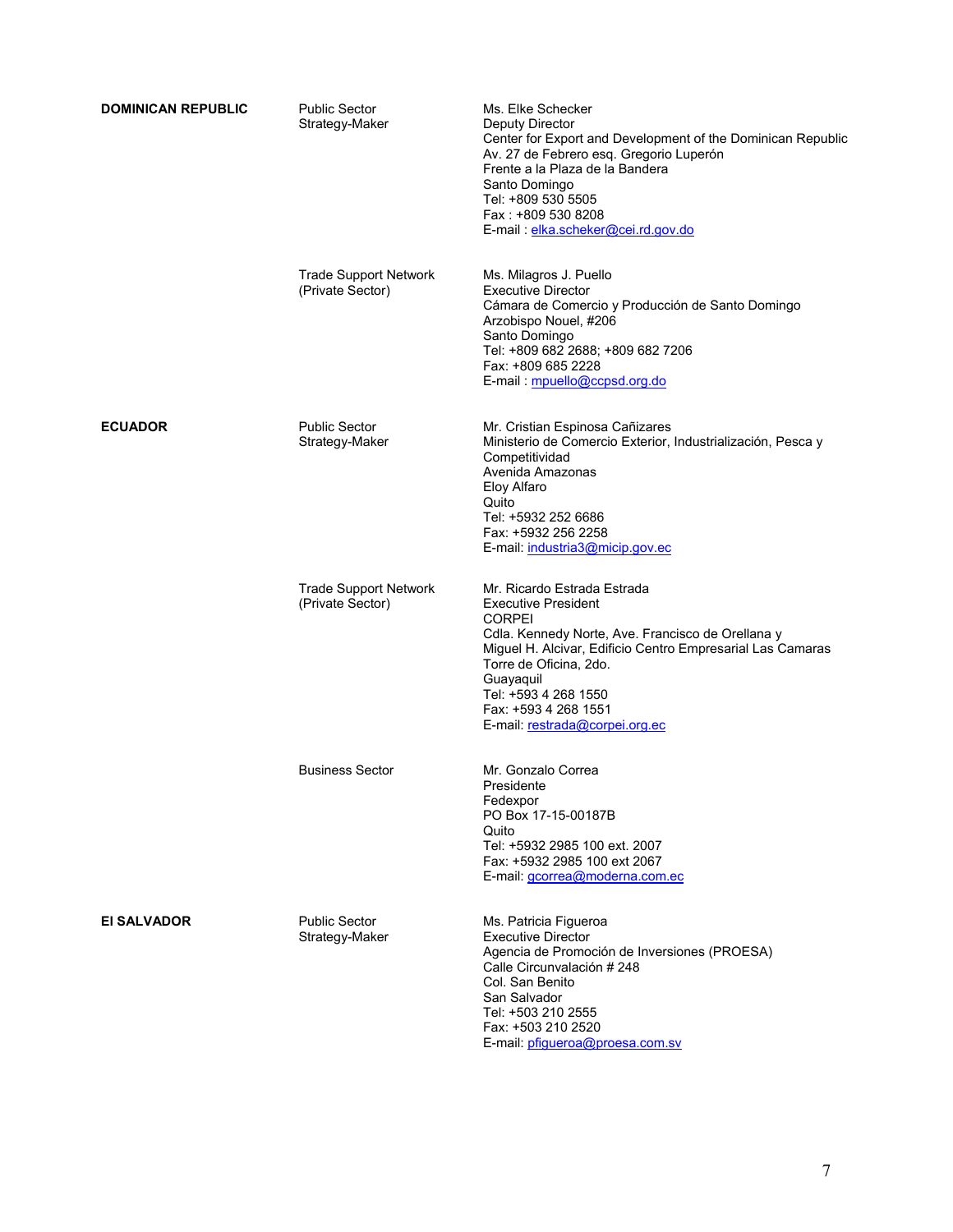| Country | Sector | Contact |
|---|---|---|
| **DOMINICAN REPUBLIC** | Public Sector Strategy-Maker | Ms. Elke Schecker<br>Deputy Director<br>Center for Export and Development of the Dominican Republic<br>Av. 27 de Febrero esq. Gregorio Luperón<br>Frente a la Plaza de la Bandera<br>Santo Domingo<br>Tel: +809 530 5505<br>Fax : +809 530 8208<br>E-mail : elka.scheker@cei.rd.gov.do |
| | Trade Support Network (Private Sector) | Ms. Milagros J. Puello<br>Executive Director<br>Cámara de Comercio y Producción de Santo Domingo<br>Arzobispo Nouel, #206<br>Santo Domingo<br>Tel: +809 682 2688; +809 682 7206<br>Fax: +809 685 2228<br>E-mail : mpuello@ccpsd.org.do |
| **ECUADOR** | Public Sector Strategy-Maker | Mr. Cristian Espinosa Cañizares<br>Ministerio de Comercio Exterior, Industrialización, Pesca y Competitividad<br>Avenida Amazonas<br>Eloy Alfaro<br>Quito<br>Tel: +5932 252 6686<br>Fax: +5932 256 2258<br>E-mail: industria3@micip.gov.ec |
| | Trade Support Network (Private Sector) | Mr. Ricardo Estrada Estrada<br>Executive President<br>CORPEI<br>Cdla. Kennedy Norte, Ave. Francisco de Orellana y Miguel H. Alcivar, Edificio Centro Empresarial Las Camaras Torre de Oficina, 2do.<br>Guayaquil<br>Tel: +593 4 268 1550<br>Fax: +593 4 268 1551<br>E-mail: restrada@corpei.org.ec |
| | Business Sector | Mr. Gonzalo Correa<br>Presidente<br>Fedexpor<br>PO Box 17-15-00187B<br>Quito<br>Tel: +5932 2985 100 ext. 2007<br>Fax: +5932 2985 100 ext 2067<br>E-mail: gcorrea@moderna.com.ec |
| **El SALVADOR** | Public Sector Strategy-Maker | Ms. Patricia Figueroa<br>Executive Director<br>Agencia de Promoción de Inversiones (PROESA)<br>Calle Circunvalación # 248<br>Col. San Benito<br>San Salvador<br>Tel: +503 210 2555<br>Fax: +503 210 2520<br>E-mail: pfigueroa@proesa.com.sv |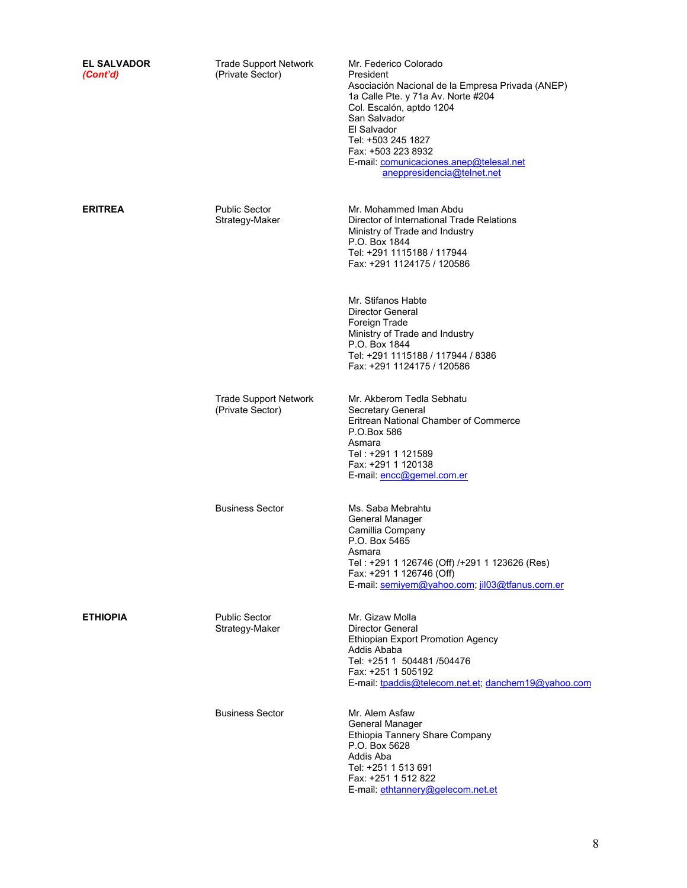| | | |
|---|---|---|
| **EL SALVADOR** *(Cont'd)* | Trade Support Network (Private Sector) | Mr. Federico Colorado<br>President<br>Asociación Nacional de la Empresa Privada (ANEP)<br>1a Calle Pte. y 71a Av. Norte #204<br>Col. Escalón, aptdo 1204<br>San Salvador<br>El Salvador<br>Tel: +503 245 1827<br>Fax: +503 223 8932<br>E-mail: comunicaciones.anep@telesal.net<br>aneppresidencia@telnet.net |
| **ERITREA** | Public Sector Strategy-Maker | Mr. Mohammed Iman Abdu<br>Director of International Trade Relations<br>Ministry of Trade and Industry<br>P.O. Box 1844<br>Tel: +291 1115188 / 117944<br>Fax: +291 1124175 / 120586 |
| | | Mr. Stifanos Habte<br>Director General<br>Foreign Trade<br>Ministry of Trade and Industry<br>P.O. Box 1844<br>Tel: +291 1115188 / 117944 / 8386<br>Fax: +291 1124175 / 120586 |
| | Trade Support Network (Private Sector) | Mr. Akberom Tedla Sebhatu<br>Secretary General<br>Eritrean National Chamber of Commerce<br>P.O.Box 586<br>Asmara<br>Tel : +291 1 121589<br>Fax: +291 1 120138<br>E-mail: encc@gemel.com.er |
| | Business Sector | Ms. Saba Mebrahtu<br>General Manager<br>Camillia Company<br>P.O. Box 5465<br>Asmara<br>Tel : +291 1 126746 (Off) /+291 1 123626 (Res)<br>Fax: +291 1 126746 (Off)<br>E-mail: semiyem@yahoo.com; jil03@tfanus.com.er |
| **ETHIOPIA** | Public Sector Strategy-Maker | Mr. Gizaw Molla<br>Director General<br>Ethiopian Export Promotion Agency<br>Addis Ababa<br>Tel: +251 1 504481 /504476<br>Fax: +251 1 505192<br>E-mail: tpaddis@telecom.net.et; danchem19@yahoo.com |
| | Business Sector | Mr. Alem Asfaw<br>General Manager<br>Ethiopia Tannery Share Company<br>P.O. Box 5628<br>Addis Aba<br>Tel: +251 1 513 691<br>Fax: +251 1 512 822<br>E-mail: ethtannery@gelecom.net.et |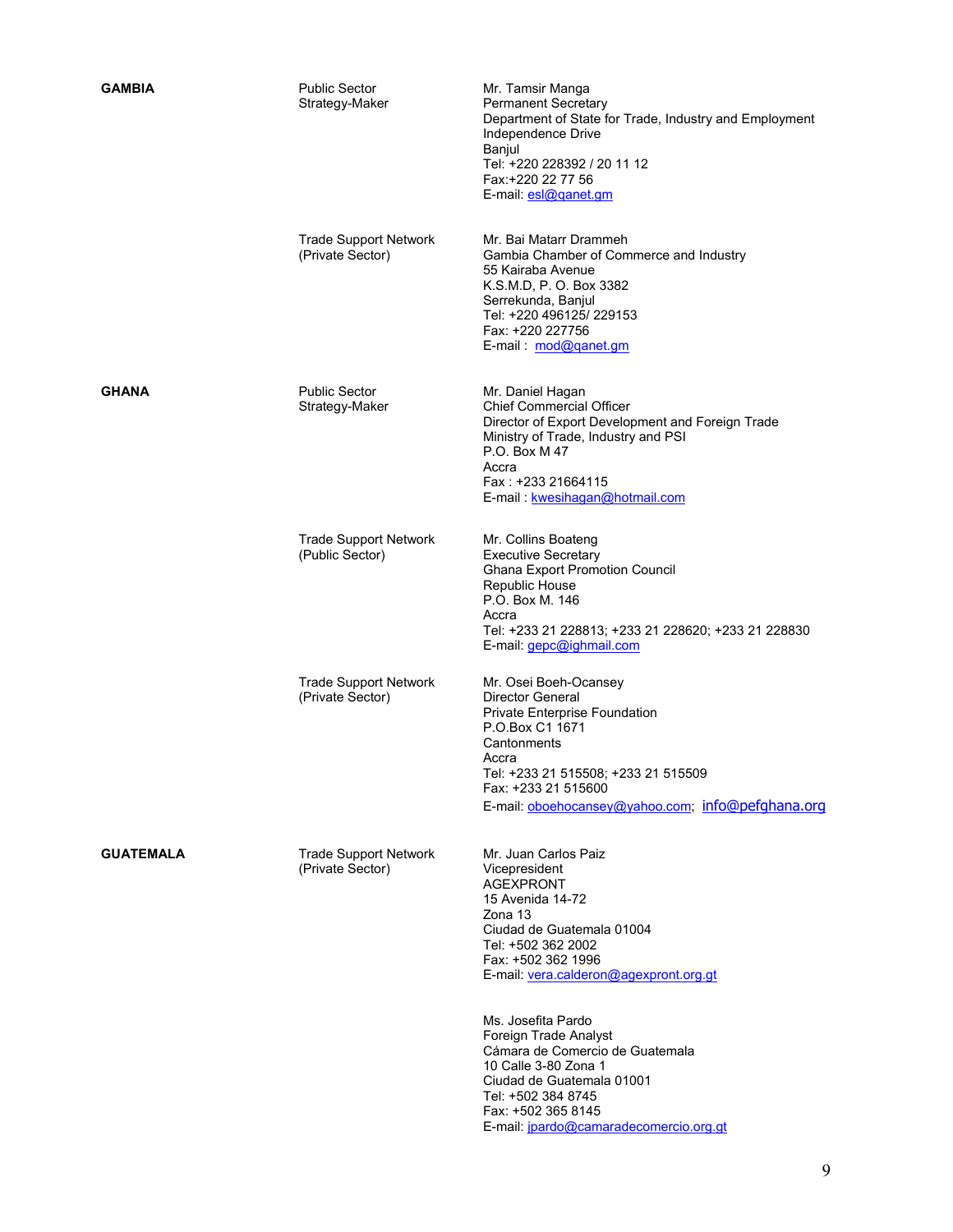| | | |
|---|---|---|
| **GAMBIA** | Public Sector<br>Strategy-Maker | Mr. Tamsir Manga<br>Permanent Secretary<br>Department of State for Trade, Industry and Employment<br>Independence Drive<br>Banjul<br>Tel: +220 228392 / 20 11 12<br>Fax:+220 22 77 56<br>E-mail: esl@qanet.gm |
| | Trade Support Network<br>(Private Sector) | Mr. Bai Matarr Drammeh<br>Gambia Chamber of Commerce and Industry<br>55 Kairaba Avenue<br>K.S.M.D, P. O. Box 3382<br>Serrekunda, Banjul<br>Tel: +220 496125/ 229153<br>Fax: +220 227756<br>E-mail : mod@qanet.gm |
| **GHANA** | Public Sector<br>Strategy-Maker | Mr. Daniel Hagan<br>Chief Commercial Officer<br>Director of Export Development and Foreign Trade<br>Ministry of Trade, Industry and PSI<br>P.O. Box M 47<br>Accra<br>Fax : +233 21664115<br>E-mail : kwesihagan@hotmail.com |
| | Trade Support Network<br>(Public Sector) | Mr. Collins Boateng<br>Executive Secretary<br>Ghana Export Promotion Council<br>Republic House<br>P.O. Box M. 146<br>Accra<br>Tel: +233 21 228813; +233 21 228620; +233 21 228830<br>E-mail: gepc@ighmail.com |
| | Trade Support Network<br>(Private Sector) | Mr. Osei Boeh-Ocansey<br>Director General<br>Private Enterprise Foundation<br>P.O.Box C1 1671<br>Cantonments<br>Accra<br>Tel: +233 21 515508; +233 21 515509<br>Fax: +233 21 515600<br>E-mail: oboehocansey@yahoo.com; info@pefghana.org |
| **GUATEMALA** | Trade Support Network<br>(Private Sector) | Mr. Juan Carlos Paiz<br>Vicepresident<br>AGEXPRONT<br>15 Avenida 14-72<br>Zona 13<br>Ciudad de Guatemala 01004<br>Tel: +502 362 2002<br>Fax: +502 362 1996<br>E-mail: vera.calderon@agexpront.org.gt |
| | | Ms. Josefita Pardo<br>Foreign Trade Analyst<br>Cámara de Comercio de Guatemala<br>10 Calle 3-80 Zona 1<br>Ciudad de Guatemala 01001<br>Tel: +502 384 8745<br>Fax: +502 365 8145<br>E-mail: jpardo@camaradecomercio.org.gt |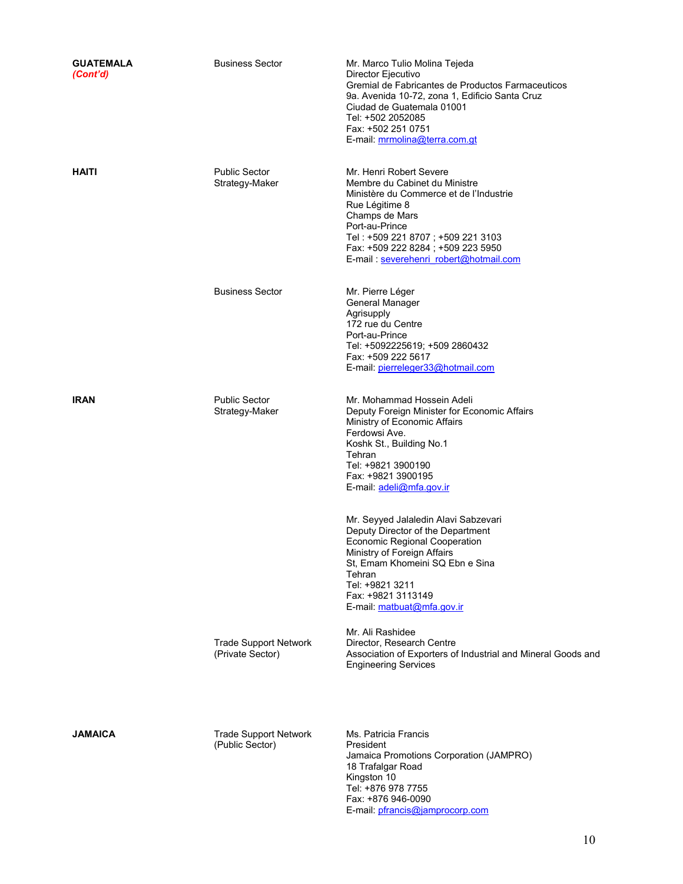| | | |
|---|---|---|
| **GUATEMALA** *(Cont'd)* | Business Sector | Mr. Marco Tulio Molina Tejeda<br>Director Ejecutivo<br>Gremial de Fabricantes de Productos Farmaceuticos<br>9a. Avenida 10-72, zona 1, Edificio Santa Cruz<br>Ciudad de Guatemala 01001<br>Tel: +502 2052085<br>Fax: +502 251 0751<br>E-mail: mrmolina@terra.com.gt |
| **HAITI** | Public Sector<br>Strategy-Maker | Mr. Henri Robert Severe<br>Membre du Cabinet du Ministre<br>Ministère du Commerce et de l'Industrie<br>Rue Légitime 8<br>Champs de Mars<br>Port-au-Prince<br>Tel : +509 221 8707 ; +509 221 3103<br>Fax: +509 222 8284 ; +509 223 5950<br>E-mail : severehenri_robert@hotmail.com |
| | Business Sector | Mr. Pierre Léger<br>General Manager<br>Agrisupply<br>172 rue du Centre<br>Port-au-Prince<br>Tel: +5092225619; +509 2860432<br>Fax: +509 222 5617<br>E-mail: pierreleger33@hotmail.com |
| **IRAN** | Public Sector<br>Strategy-Maker | Mr. Mohammad Hossein Adeli<br>Deputy Foreign Minister for Economic Affairs<br>Ministry of Economic Affairs<br>Ferdowsi Ave.<br>Koshk St., Building No.1<br>Tehran<br>Tel: +9821 3900190<br>Fax: +9821 3900195<br>E-mail: adeli@mfa.gov.ir |
| | | Mr. Seyyed Jalaledin Alavi Sabzevari<br>Deputy Director of the Department<br>Economic Regional Cooperation<br>Ministry of Foreign Affairs<br>St, Emam Khomeini SQ Ebn e Sina<br>Tehran<br>Tel: +9821 3211<br>Fax: +9821 3113149<br>E-mail: matbuat@mfa.gov.ir |
| | Trade Support Network<br>(Private Sector) | Mr. Ali Rashidee<br>Director, Research Centre<br>Association of Exporters of Industrial and Mineral Goods and Engineering Services |
| **JAMAICA** | Trade Support Network<br>(Public Sector) | Ms. Patricia Francis<br>President<br>Jamaica Promotions Corporation (JAMPRO)<br>18 Trafalgar Road<br>Kingston 10<br>Tel: +876 978 7755<br>Fax: +876 946-0090<br>E-mail: pfrancis@jamprocorp.com |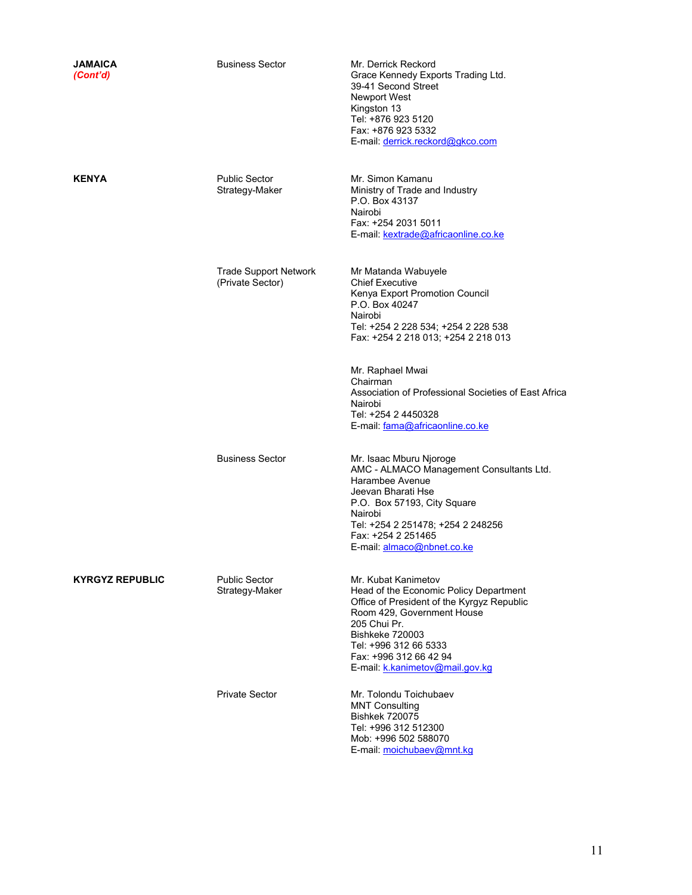| | | |
|---|---|---|
| **JAMAICA** *(Cont'd)* | Business Sector | Mr. Derrick Reckord<br>Grace Kennedy Exports Trading Ltd.<br>39-41 Second Street<br>Newport West<br>Kingston 13<br>Tel: +876 923 5120<br>Fax: +876 923 5332<br>E-mail: derrick.reckord@gkco.com |
| **KENYA** | Public Sector<br>Strategy-Maker | Mr. Simon Kamanu<br>Ministry of Trade and Industry<br>P.O. Box 43137<br>Nairobi<br>Fax: +254 2031 5011<br>E-mail: kextrade@africaonline.co.ke |
| | Trade Support Network<br>(Private Sector) | Mr Matanda Wabuyele<br>Chief Executive<br>Kenya Export Promotion Council<br>P.O. Box 40247<br>Nairobi<br>Tel: +254 2 228 534; +254 2 228 538<br>Fax: +254 2 218 013; +254 2 218 013 |
| | | Mr. Raphael Mwai<br>Chairman<br>Association of Professional Societies of East Africa<br>Nairobi<br>Tel: +254 2 4450328<br>E-mail: fama@africaonline.co.ke |
| | Business Sector | Mr. Isaac Mburu Njoroge<br>AMC - ALMACO Management Consultants Ltd.<br>Harambee Avenue<br>Jeevan Bharati Hse<br>P.O. Box 57193, City Square<br>Nairobi<br>Tel: +254 2 251478; +254 2 248256<br>Fax: +254 2 251465<br>E-mail: almaco@nbnet.co.ke |
| **KYRGYZ REPUBLIC** | Public Sector<br>Strategy-Maker | Mr. Kubat Kanimetov<br>Head of the Economic Policy Department<br>Office of President of the Kyrgyz Republic<br>Room 429, Government House<br>205 Chui Pr.<br>Bishkeke 720003<br>Tel: +996 312 66 5333<br>Fax: +996 312 66 42 94<br>E-mail: k.kanimetov@mail.gov.kg |
| | Private Sector | Mr. Tolondu Toichubaev<br>MNT Consulting<br>Bishkek 720075<br>Tel: +996 312 512300<br>Mob: +996 502 588070<br>E-mail: moichubaev@mnt.kg |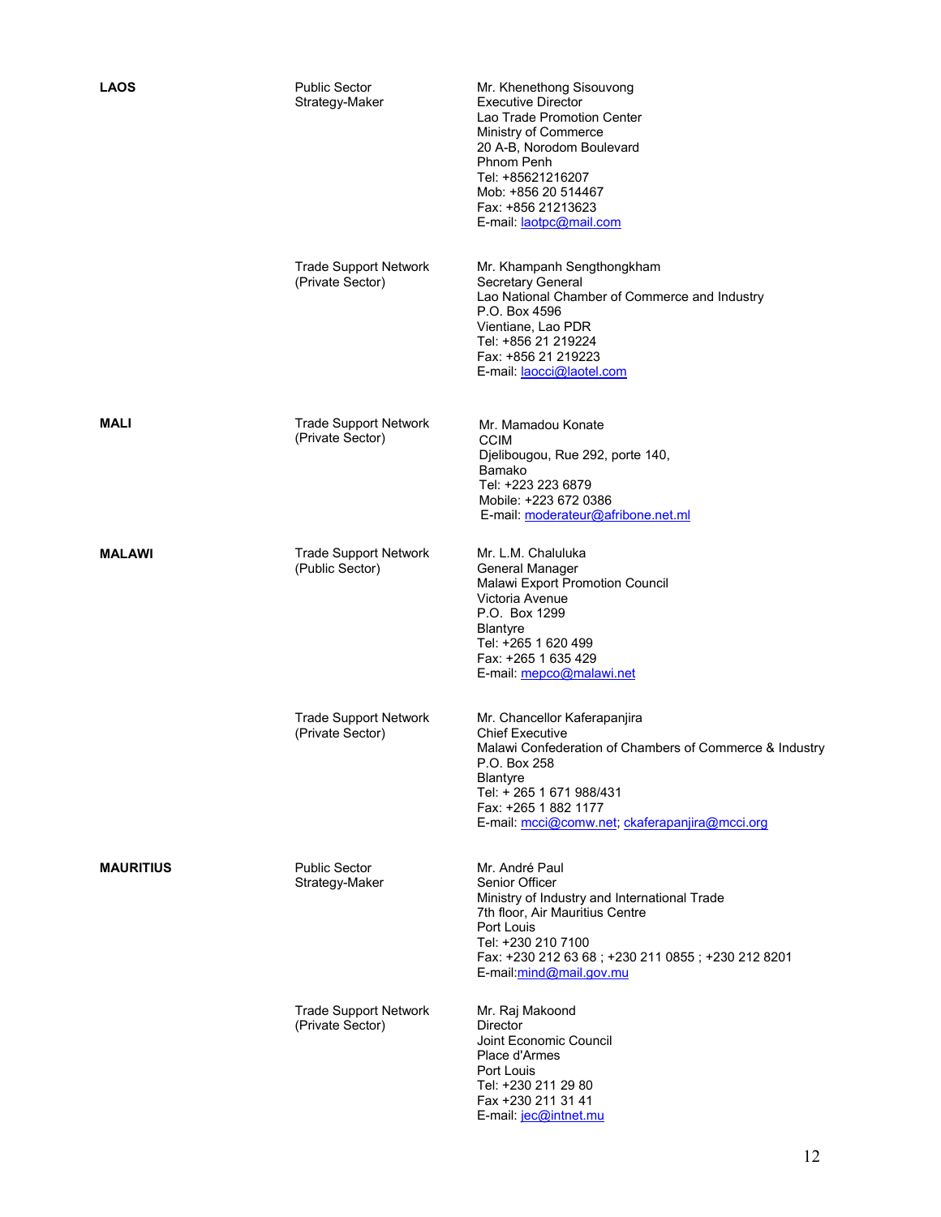| | | |
|---|---|---|
| **LAOS** | Public Sector<br>Strategy-Maker | Mr. Khenethong Sisouvong<br>Executive Director<br>Lao Trade Promotion Center<br>Ministry of Commerce<br>20 A-B, Norodom Boulevard<br>Phnom Penh<br>Tel: +85621216207<br>Mob: +856 20 514467<br>Fax: +856 21213623<br>E-mail: laotpc@mail.com |
| | Trade Support Network<br>(Private Sector) | Mr. Khampanh Sengthongkham<br>Secretary General<br>Lao National Chamber of Commerce and Industry<br>P.O. Box 4596<br>Vientiane, Lao PDR<br>Tel: +856 21 219224<br>Fax: +856 21 219223<br>E-mail: laocci@laotel.com |
| **MALI** | Trade Support Network<br>(Private Sector) | Mr. Mamadou Konate<br>CCIM<br>Djelibougou, Rue 292, porte 140,<br>Bamako<br>Tel: +223 223 6879<br>Mobile: +223 672 0386<br>E-mail: moderateur@afribone.net.ml |
| **MALAWI** | Trade Support Network<br>(Public Sector) | Mr. L.M. Chaluluka<br>General Manager<br>Malawi Export Promotion Council<br>Victoria Avenue<br>P.O. Box 1299<br>Blantyre<br>Tel: +265 1 620 499<br>Fax: +265 1 635 429<br>E-mail: mepco@malawi.net |
| | Trade Support Network<br>(Private Sector) | Mr. Chancellor Kaferapanjira<br>Chief Executive<br>Malawi Confederation of Chambers of Commerce & Industry<br>P.O. Box 258<br>Blantyre<br>Tel: + 265 1 671 988/431<br>Fax: +265 1 882 1177<br>E-mail: mcci@comw.net; ckaferapanjira@mcci.org |
| **MAURITIUS** | Public Sector<br>Strategy-Maker | Mr. André Paul<br>Senior Officer<br>Ministry of Industry and International Trade<br>7th floor, Air Mauritius Centre<br>Port Louis<br>Tel: +230 210 7100<br>Fax: +230 212 63 68 ; +230 211 0855 ; +230 212 8201<br>E-mail:mind@mail.gov.mu |
| | Trade Support Network<br>(Private Sector) | Mr. Raj Makoond<br>Director<br>Joint Economic Council<br>Place d'Armes<br>Port Louis<br>Tel: +230 211 29 80<br>Fax +230 211 31 41<br>E-mail: jec@intnet.mu |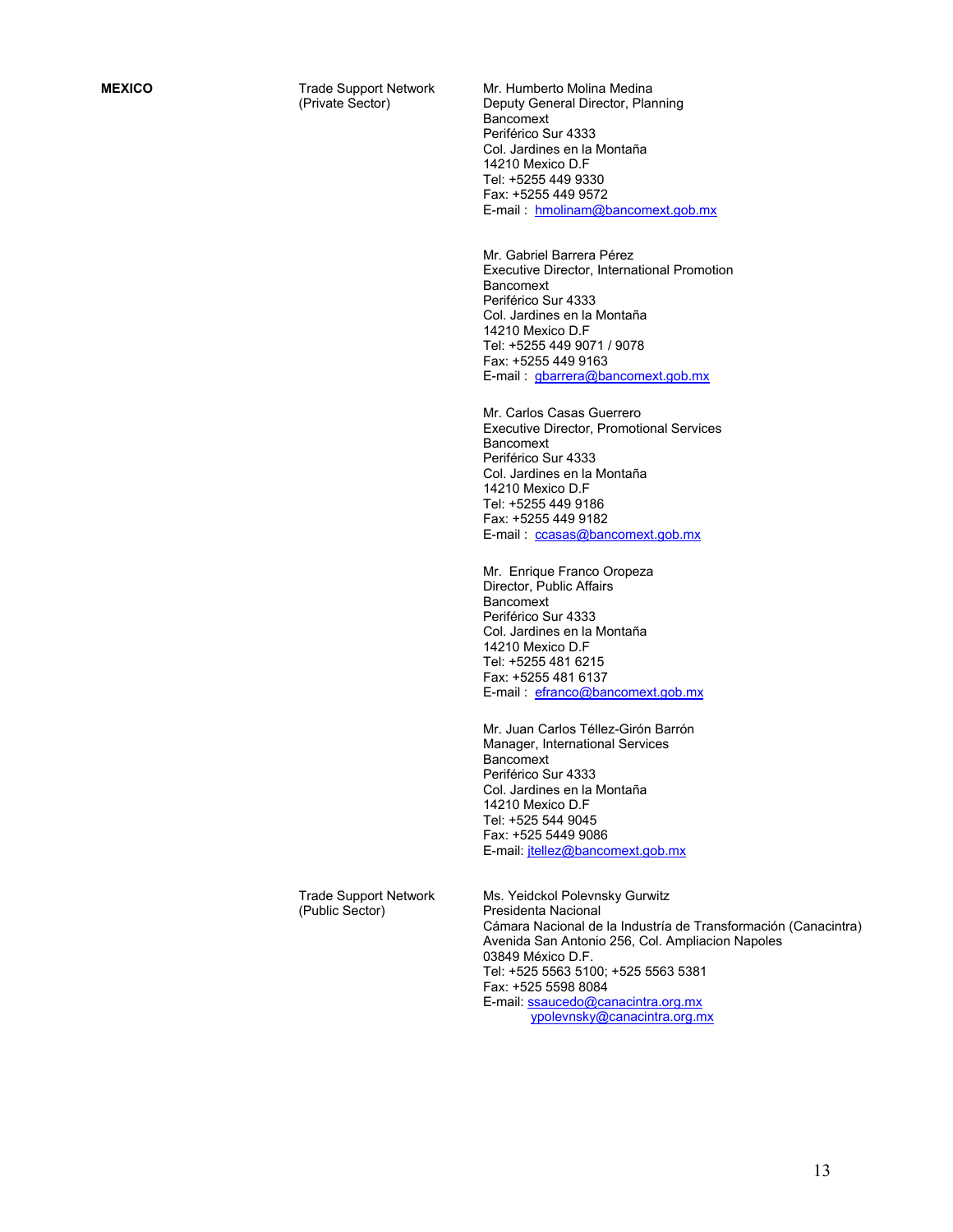| **MEXICO** | Trade Support Network (Private Sector) | Mr. Humberto Molina Medina<br>Deputy General Director, Planning<br>Bancomext<br>Periférico Sur 4333<br>Col. Jardines en la Montaña<br>14210 Mexico D.F<br>Tel: +5255 449 9330<br>Fax: +5255 449 9572<br>E-mail : hmolinam@bancomext.gob.mx |
|---|---|---|
| | | Mr. Gabriel Barrera Pérez<br>Executive Director, International Promotion<br>Bancomext<br>Periférico Sur 4333<br>Col. Jardines en la Montaña<br>14210 Mexico D.F<br>Tel: +5255 449 9071 / 9078<br>Fax: +5255 449 9163<br>E-mail : gbarrera@bancomext.gob.mx |
| | | Mr. Carlos Casas Guerrero<br>Executive Director, Promotional Services<br>Bancomext<br>Periférico Sur 4333<br>Col. Jardines en la Montaña<br>14210 Mexico D.F<br>Tel: +5255 449 9186<br>Fax: +5255 449 9182<br>E-mail : ccasas@bancomext.gob.mx |
| | | Mr. Enrique Franco Oropeza<br>Director, Public Affairs<br>Bancomext<br>Periférico Sur 4333<br>Col. Jardines en la Montaña<br>14210 Mexico D.F<br>Tel: +5255 481 6215<br>Fax: +5255 481 6137<br>E-mail : efranco@bancomext.gob.mx |
| | | Mr. Juan Carlos Téllez-Girón Barrón<br>Manager, International Services<br>Bancomext<br>Periférico Sur 4333<br>Col. Jardines en la Montaña<br>14210 Mexico D.F<br>Tel: +525 544 9045<br>Fax: +525 5449 9086<br>E-mail: jtellez@bancomext.gob.mx |
| | Trade Support Network (Public Sector) | Ms. Yeidckol Polevnsky Gurwitz<br>Presidenta Nacional<br>Cámara Nacional de la Industría de Transformación (Canacintra)<br>Avenida San Antonio 256, Col. Ampliacion Napoles<br>03849 México D.F.<br>Tel: +525 5563 5100; +525 5563 5381<br>Fax: +525 5598 8084<br>E-mail: ssaucedo@canacintra.org.mx<br>ypolevnsky@canacintra.org.mx |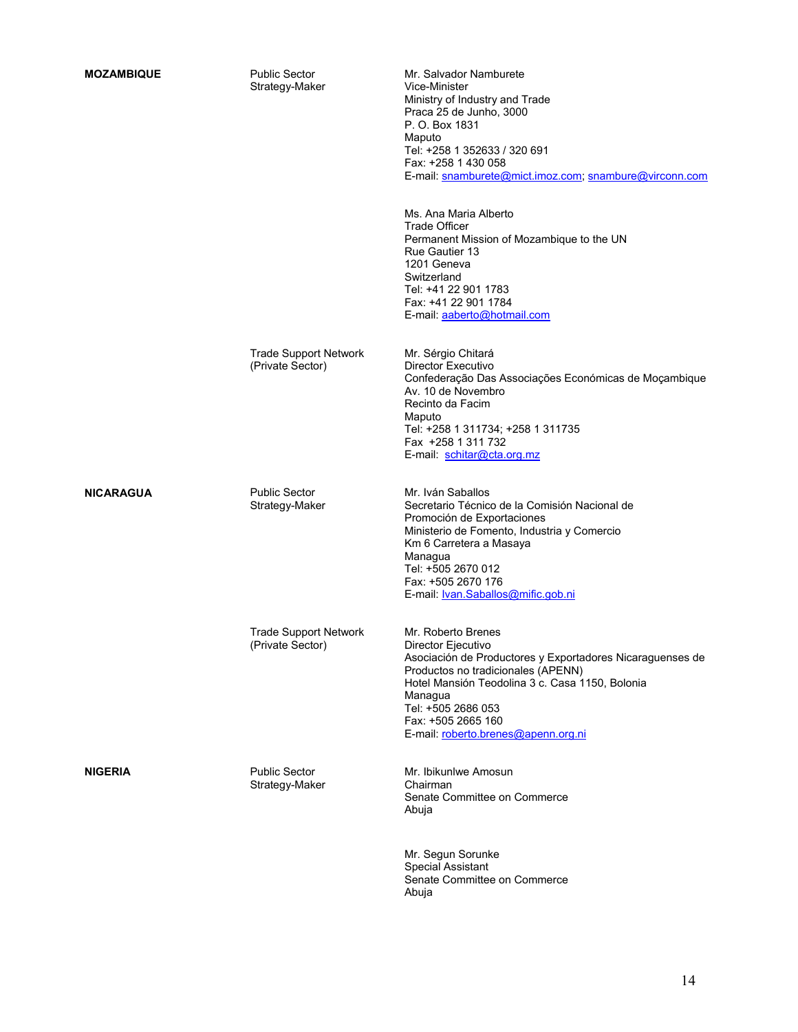| | | |
|---|---|---|
| **MOZAMBIQUE** | Public Sector Strategy-Maker | Mr. Salvador Namburete<br>Vice-Minister<br>Ministry of Industry and Trade<br>Praca 25 de Junho, 3000<br>P. O. Box 1831<br>Maputo<br>Tel: +258 1 352633 / 320 691<br>Fax: +258 1 430 058<br>E-mail: snamburete@mict.imoz.com; snambure@virconn.com |
| | | Ms. Ana Maria Alberto<br>Trade Officer<br>Permanent Mission of Mozambique to the UN<br>Rue Gautier 13<br>1201 Geneva<br>Switzerland<br>Tel: +41 22 901 1783<br>Fax: +41 22 901 1784<br>E-mail: aaberto@hotmail.com |
| | Trade Support Network (Private Sector) | Mr. Sérgio Chitará<br>Director Executivo<br>Confederação Das Associações Económicas de Moçambique<br>Av. 10 de Novembro<br>Recinto da Facim<br>Maputo<br>Tel: +258 1 311734; +258 1 311735<br>Fax +258 1 311 732<br>E-mail: schitar@cta.org.mz |
| **NICARAGUA** | Public Sector Strategy-Maker | Mr. Iván Saballos<br>Secretario Técnico de la Comisión Nacional de Promoción de Exportaciones<br>Ministerio de Fomento, Industria y Comercio<br>Km 6 Carretera a Masaya<br>Managua<br>Tel: +505 2670 012<br>Fax: +505 2670 176<br>E-mail: Ivan.Saballos@mific.gob.ni |
| | Trade Support Network (Private Sector) | Mr. Roberto Brenes<br>Director Ejecutivo<br>Asociación de Productores y Exportadores Nicaraguenses de Productos no tradicionales (APENN)<br>Hotel Mansión Teodolina 3 c. Casa 1150, Bolonia<br>Managua<br>Tel: +505 2686 053<br>Fax: +505 2665 160<br>E-mail: roberto.brenes@apenn.org.ni |
| **NIGERIA** | Public Sector Strategy-Maker | Mr. Ibikunlwe Amosun<br>Chairman<br>Senate Committee on Commerce<br>Abuja |
| | | Mr. Segun Sorunke<br>Special Assistant<br>Senate Committee on Commerce<br>Abuja |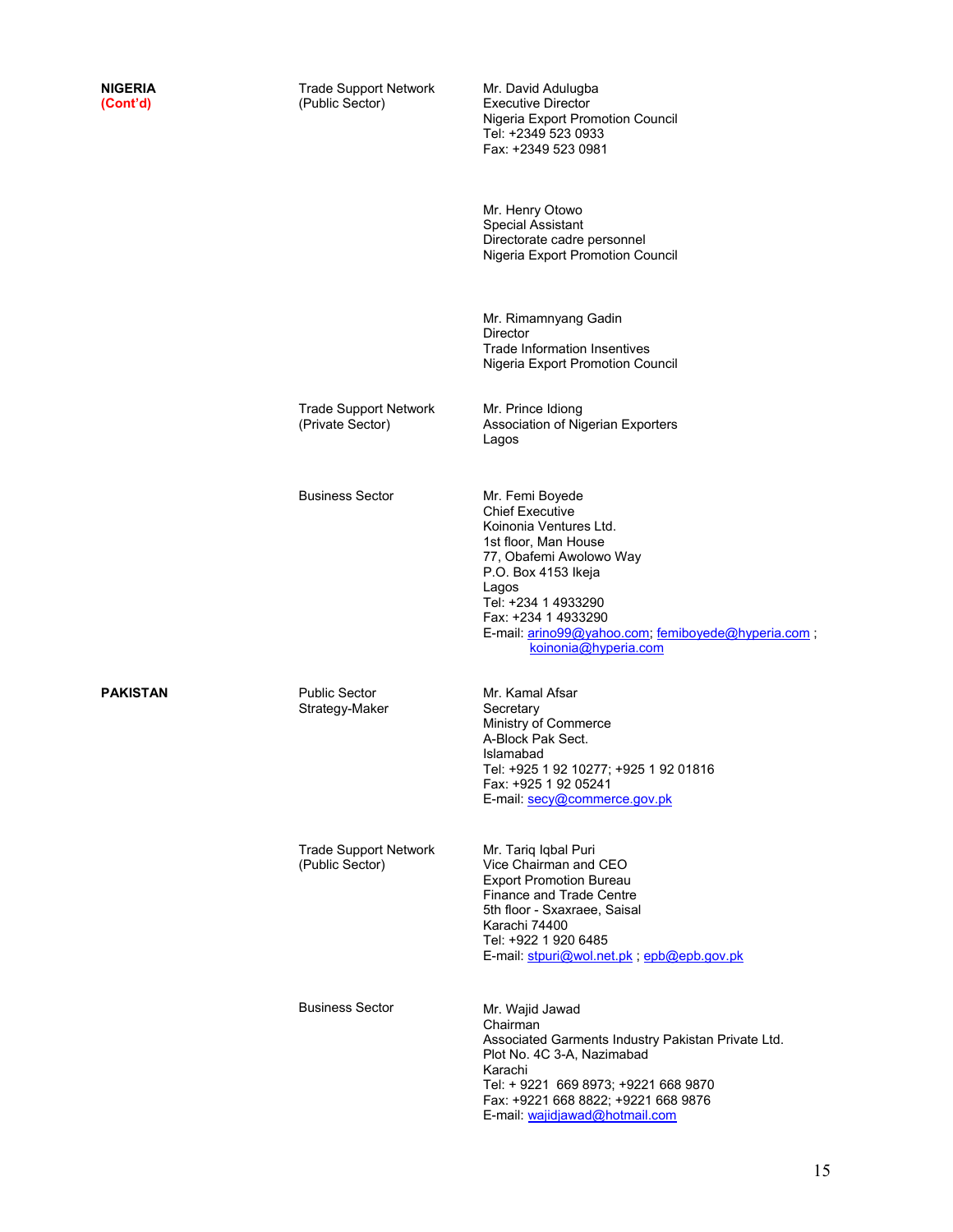| | | |
|---|---|---|
| **NIGERIA (Cont'd)** | Trade Support Network (Public Sector) | Mr. David Adulugba<br>Executive Director<br>Nigeria Export Promotion Council<br>Tel: +2349 523 0933<br>Fax: +2349 523 0981 |
| | | Mr. Henry Otowo<br>Special Assistant<br>Directorate cadre personnel<br>Nigeria Export Promotion Council |
| | | Mr. Rimamnyang Gadin<br>Director<br>Trade Information Insentives<br>Nigeria Export Promotion Council |
| | Trade Support Network (Private Sector) | Mr. Prince Idiong<br>Association of Nigerian Exporters<br>Lagos |
| | Business Sector | Mr. Femi Boyede<br>Chief Executive<br>Koinonia Ventures Ltd.<br>1st floor, Man House<br>77, Obafemi Awolowo Way<br>P.O. Box 4153 Ikeja<br>Lagos<br>Tel: +234 1 4933290<br>Fax: +234 1 4933290<br>E-mail: arino99@yahoo.com; femiboyede@hyperia.com ; koinonia@hyperia.com |
| **PAKISTAN** | Public Sector Strategy-Maker | Mr. Kamal Afsar<br>Secretary<br>Ministry of Commerce<br>A-Block Pak Sect.<br>Islamabad<br>Tel: +925 1 92 10277; +925 1 92 01816<br>Fax: +925 1 92 05241<br>E-mail: secy@commerce.gov.pk |
| | Trade Support Network (Public Sector) | Mr. Tariq Iqbal Puri<br>Vice Chairman and CEO<br>Export Promotion Bureau<br>Finance and Trade Centre<br>5th floor - Sxaxraee, Saisal<br>Karachi 74400<br>Tel: +922 1 920 6485<br>E-mail: stpuri@wol.net.pk ; epb@epb.gov.pk |
| | Business Sector | Mr. Wajid Jawad<br>Chairman<br>Associated Garments Industry Pakistan Private Ltd.<br>Plot No. 4C 3-A, Nazimabad<br>Karachi<br>Tel: + 9221 669 8973; +9221 668 9870<br>Fax: +9221 668 8822; +9221 668 9876<br>E-mail: wajidjawad@hotmail.com |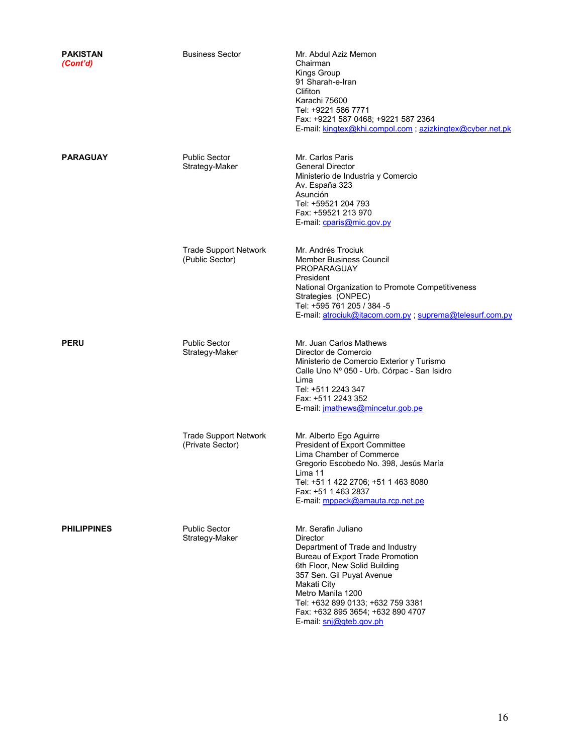| | | |
|---|---|---|
| **PAKISTAN** *(Cont'd)* | Business Sector | Mr. Abdul Aziz Memon<br>Chairman<br>Kings Group<br>91 Sharah-e-Iran<br>Clifiton<br>Karachi 75600<br>Tel: +9221 586 7771<br>Fax: +9221 587 0468; +9221 587 2364<br>E-mail: kingtex@khi.compol.com ; azizkingtex@cyber.net.pk |
| **PARAGUAY** | Public Sector<br>Strategy-Maker | Mr. Carlos Paris<br>General Director<br>Ministerio de Industria y Comercio<br>Av. España 323<br>Asunción<br>Tel: +59521 204 793<br>Fax: +59521 213 970<br>E-mail: cparis@mic.gov.py |
| | Trade Support Network<br>(Public Sector) | Mr. Andrés Trociuk<br>Member Business Council<br>PROPARAGUAY<br>President<br>National Organization to Promote Competitiveness Strategies (ONPEC)<br>Tel: +595 761 205 / 384 -5<br>E-mail: atrociuk@itacom.com.py ; suprema@telesurf.com.py |
| **PERU** | Public Sector<br>Strategy-Maker | Mr. Juan Carlos Mathews<br>Director de Comercio<br>Ministerio de Comercio Exterior y Turismo<br>Calle Uno Nº 050 - Urb. Córpac - San Isidro<br>Lima<br>Tel: +511 2243 347<br>Fax: +511 2243 352<br>E-mail: jmathews@mincetur.gob.pe |
| | Trade Support Network<br>(Private Sector) | Mr. Alberto Ego Aguirre<br>President of Export Committee<br>Lima Chamber of Commerce<br>Gregorio Escobedo No. 398, Jesús María<br>Lima 11<br>Tel: +51 1 422 2706; +51 1 463 8080<br>Fax: +51 1 463 2837<br>E-mail: mppack@amauta.rcp.net.pe |
| **PHILIPPINES** | Public Sector<br>Strategy-Maker | Mr. Serafin Juliano<br>Director<br>Department of Trade and Industry<br>Bureau of Export Trade Promotion<br>6th Floor, New Solid Building<br>357 Sen. Gil Puyat Avenue<br>Makati City<br>Metro Manila 1200<br>Tel: +632 899 0133; +632 759 3381<br>Fax: +632 895 3654; +632 890 4707<br>E-mail: snj@gteb.gov.ph |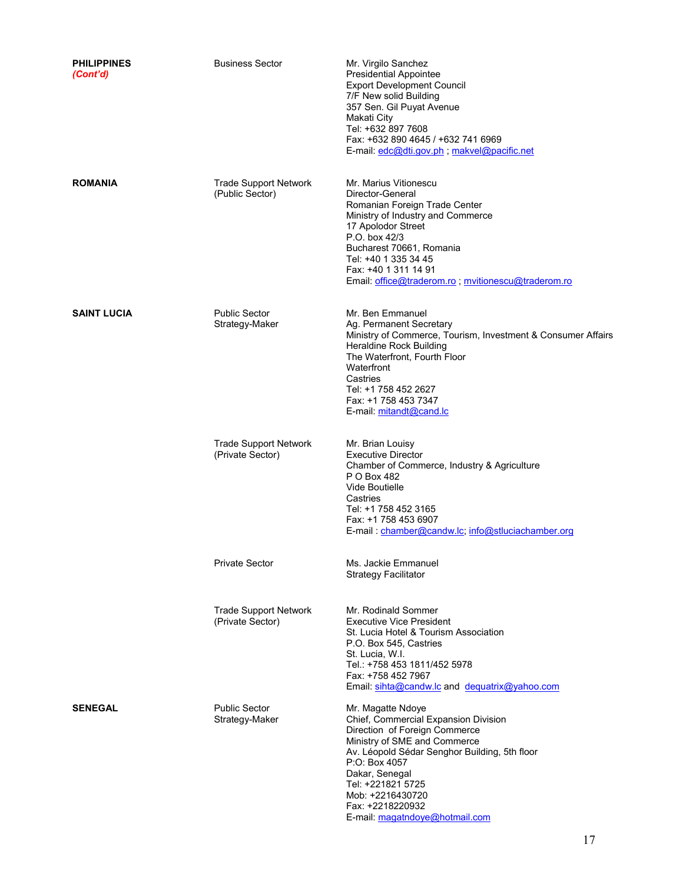| Country | Sector | Contact |
|---|---|---|
| **PHILIPPINES** ***(Cont'd)*** | Business Sector | Mr. Virgilo Sanchez<br>Presidential Appointee<br>Export Development Council<br>7/F New solid Building<br>357 Sen. Gil Puyat Avenue<br>Makati City<br>Tel: +632 897 7608<br>Fax: +632 890 4645 / +632 741 6969<br>E-mail: edc@dti.gov.ph ; makvel@pacific.net |
| **ROMANIA** | Trade Support Network (Public Sector) | Mr. Marius Vitionescu<br>Director-General<br>Romanian Foreign Trade Center<br>Ministry of Industry and Commerce<br>17 Apolodor Street<br>P.O. box 42/3<br>Bucharest 70661, Romania<br>Tel: +40 1 335 34 45<br>Fax: +40 1 311 14 91<br>Email: office@traderom.ro ; mvitionescu@traderom.ro |
| **SAINT LUCIA** | Public Sector Strategy-Maker | Mr. Ben Emmanuel<br>Ag. Permanent Secretary<br>Ministry of Commerce, Tourism, Investment & Consumer Affairs<br>Heraldine Rock Building<br>The Waterfront, Fourth Floor<br>Waterfront<br>Castries<br>Tel: +1 758 452 2627<br>Fax: +1 758 453 7347<br>E-mail: mitandt@cand.lc |
| | Trade Support Network (Private Sector) | Mr. Brian Louisy<br>Executive Director<br>Chamber of Commerce, Industry & Agriculture<br>P O Box 482<br>Vide Boutielle<br>Castries<br>Tel: +1 758 452 3165<br>Fax: +1 758 453 6907<br>E-mail : chamber@candw.lc; info@stluciachamber.org |
| | Private Sector | Ms. Jackie Emmanuel<br>Strategy Facilitator |
| | Trade Support Network (Private Sector) | Mr. Rodinald Sommer<br>Executive Vice President<br>St. Lucia Hotel & Tourism Association<br>P.O. Box 545, Castries<br>St. Lucia, W.I.<br>Tel.: +758 453 1811/452 5978<br>Fax: +758 452 7967<br>Email: sihta@candw.lc and dequatrix@yahoo.com |
| **SENEGAL** | Public Sector Strategy-Maker | Mr. Magatte Ndoye<br>Chief, Commercial Expansion Division<br>Direction of Foreign Commerce<br>Ministry of SME and Commerce<br>Av. Léopold Sédar Senghor Building, 5th floor<br>P:O: Box 4057<br>Dakar, Senegal<br>Tel: +221821 5725<br>Mob: +2216430720<br>Fax: +2218220932<br>E-mail: magatndoye@hotmail.com |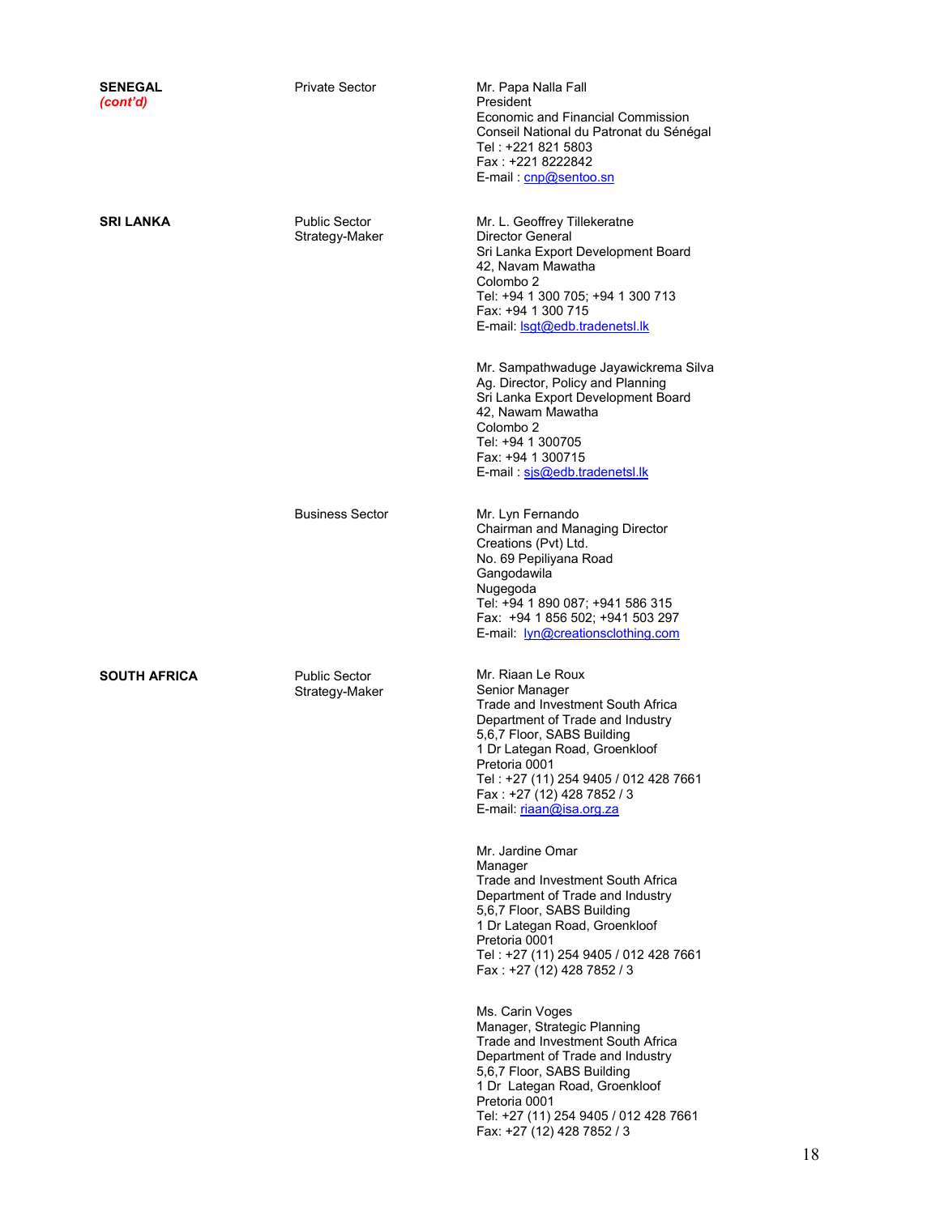| | | |
|---|---|---|
| **SENEGAL** *(cont'd)* | Private Sector | Mr. Papa Nalla Fall<br>President<br>Economic and Financial Commission<br>Conseil National du Patronat du Sénégal<br>Tel : +221 821 5803<br>Fax : +221 8222842<br>E-mail : cnp@sentoo.sn |
| **SRI LANKA** | Public Sector<br>Strategy-Maker | Mr. L. Geoffrey Tillekeratne<br>Director General<br>Sri Lanka Export Development Board<br>42, Navam Mawatha<br>Colombo 2<br>Tel: +94 1 300 705; +94 1 300 713<br>Fax: +94 1 300 715<br>E-mail: lsgt@edb.tradenetsl.lk |
| | | Mr. Sampathwaduge Jayawickrema Silva<br>Ag. Director, Policy and Planning<br>Sri Lanka Export Development Board<br>42, Nawam Mawatha<br>Colombo 2<br>Tel: +94 1 300705<br>Fax: +94 1 300715<br>E-mail : sjs@edb.tradenetsl.lk |
| | Business Sector | Mr. Lyn Fernando<br>Chairman and Managing Director<br>Creations (Pvt) Ltd.<br>No. 69 Pepiliyana Road<br>Gangodawila<br>Nugegoda<br>Tel: +94 1 890 087; +941 586 315<br>Fax: +94 1 856 502; +941 503 297<br>E-mail: lyn@creationsclothing.com |
| **SOUTH AFRICA** | Public Sector<br>Strategy-Maker | Mr. Riaan Le Roux<br>Senior Manager<br>Trade and Investment South Africa<br>Department of Trade and Industry<br>5,6,7 Floor, SABS Building<br>1 Dr Lategan Road, Groenkloof<br>Pretoria 0001<br>Tel : +27 (11) 254 9405 / 012 428 7661<br>Fax : +27 (12) 428 7852 / 3<br>E-mail: riaan@isa.org.za |
| | | Mr. Jardine Omar<br>Manager<br>Trade and Investment South Africa<br>Department of Trade and Industry<br>5,6,7 Floor, SABS Building<br>1 Dr Lategan Road, Groenkloof<br>Pretoria 0001<br>Tel : +27 (11) 254 9405 / 012 428 7661<br>Fax : +27 (12) 428 7852 / 3 |
| | | Ms. Carin Voges<br>Manager, Strategic Planning<br>Trade and Investment South Africa<br>Department of Trade and Industry<br>5,6,7 Floor, SABS Building<br>1 Dr Lategan Road, Groenkloof<br>Pretoria 0001<br>Tel: +27 (11) 254 9405 / 012 428 7661<br>Fax: +27 (12) 428 7852 / 3 |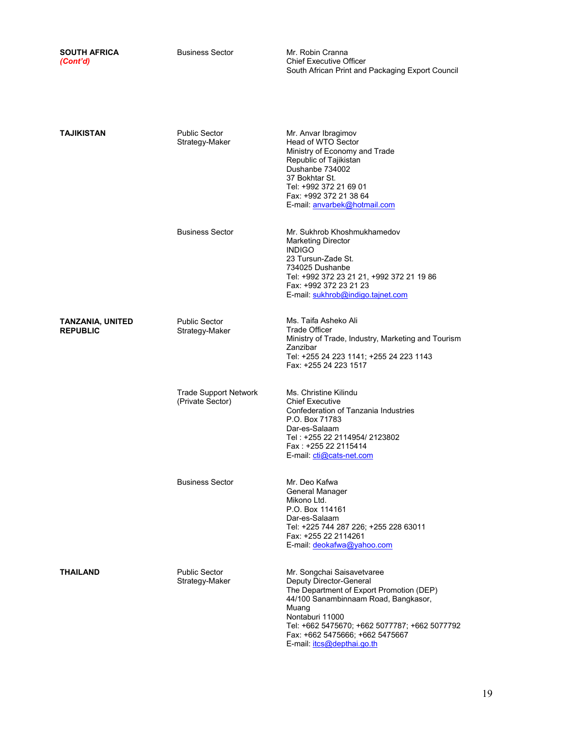| | | |
|---|---|---|
| **SOUTH AFRICA** *(Cont'd)* | Business Sector | Mr. Robin Cranna<br>Chief Executive Officer<br>South African Print and Packaging Export Council |
| **TAJIKISTAN** | Public Sector<br>Strategy-Maker | Mr. Anvar Ibragimov<br>Head of WTO Sector<br>Ministry of Economy and Trade<br>Republic of Tajikistan<br>Dushanbe 734002<br>37 Bokhtar St.<br>Tel: +992 372 21 69 01<br>Fax: +992 372 21 38 64<br>E-mail: anvarbek@hotmail.com |
| | Business Sector | Mr. Sukhrob Khoshmukhamedov<br>Marketing Director<br>INDIGO<br>23 Tursun-Zade St.<br>734025 Dushanbe<br>Tel: +992 372 23 21 21, +992 372 21 19 86<br>Fax: +992 372 23 21 23<br>E-mail: sukhrob@indigo.tajnet.com |
| **TANZANIA, UNITED REPUBLIC** | Public Sector<br>Strategy-Maker | Ms. Taifa Asheko Ali<br>Trade Officer<br>Ministry of Trade, Industry, Marketing and Tourism<br>Zanzibar<br>Tel: +255 24 223 1141; +255 24 223 1143<br>Fax: +255 24 223 1517 |
| | Trade Support Network (Private Sector) | Ms. Christine Kilindu<br>Chief Executive<br>Confederation of Tanzania Industries<br>P.O. Box 71783<br>Dar-es-Salaam<br>Tel : +255 22 2114954/ 2123802<br>Fax : +255 22 2115414<br>E-mail: cti@cats-net.com |
| | Business Sector | Mr. Deo Kafwa<br>General Manager<br>Mikono Ltd.<br>P.O. Box 114161<br>Dar-es-Salaam<br>Tel: +225 744 287 226; +255 228 63011<br>Fax: +255 22 2114261<br>E-mail: deokafwa@yahoo.com |
| **THAILAND** | Public Sector<br>Strategy-Maker | Mr. Songchai Saisavetvaree<br>Deputy Director-General<br>The Department of Export Promotion (DEP)<br>44/100 Sanambinnaam Road, Bangkasor, Muang<br>Nontaburi 11000<br>Tel: +662 5475670; +662 5077787; +662 5077792<br>Fax: +662 5475666; +662 5475667<br>E-mail: itcs@depthai.go.th |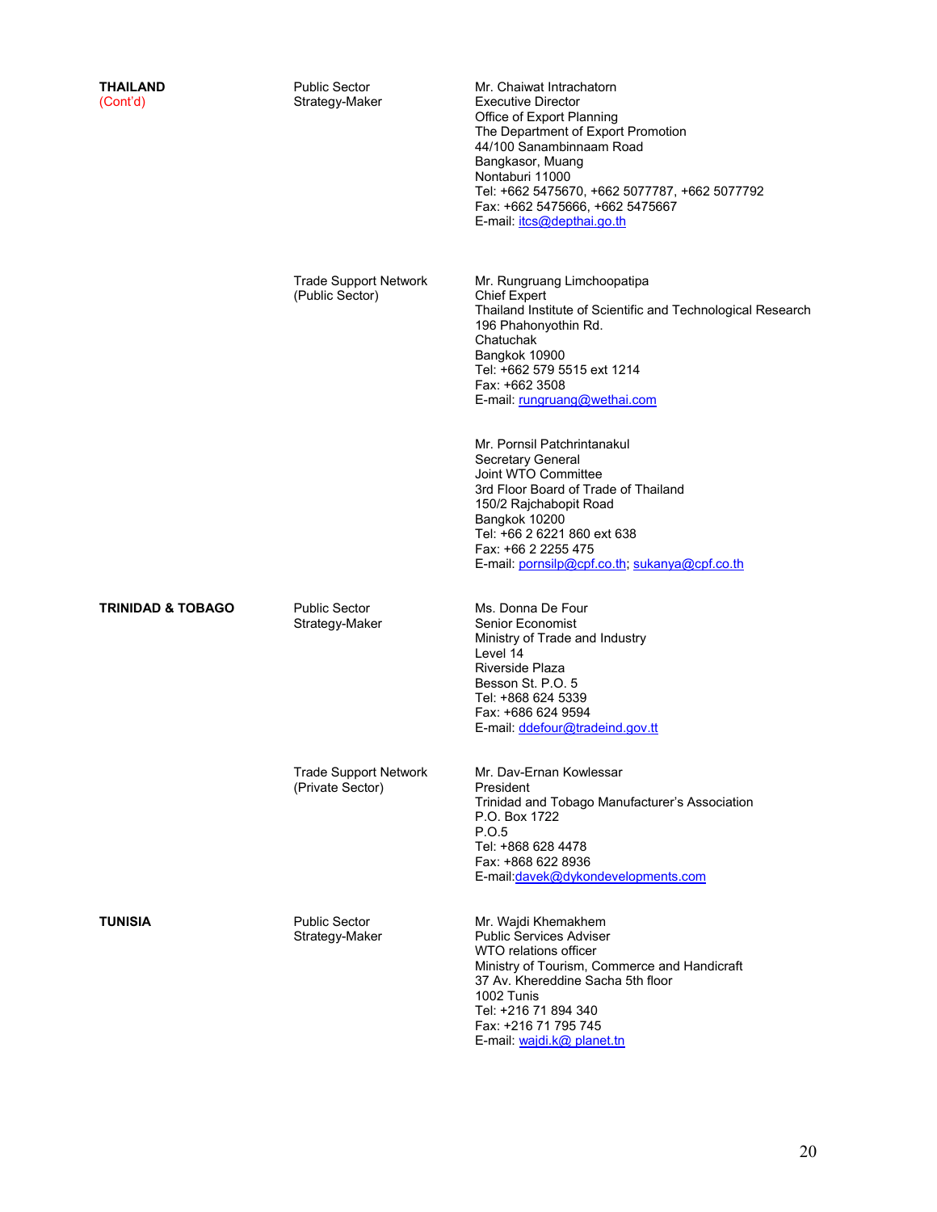| | | |
|---|---|---|
| **THAILAND** (Cont'd) | Public Sector Strategy-Maker | Mr. Chaiwat Intrachatorn<br>Executive Director<br>Office of Export Planning<br>The Department of Export Promotion<br>44/100 Sanambinnaam Road<br>Bangkasor, Muang<br>Nontaburi 11000<br>Tel: +662 5475670, +662 5077787, +662 5077792<br>Fax: +662 5475666, +662 5475667<br>E-mail: itcs@depthai.go.th |
| | Trade Support Network (Public Sector) | Mr. Rungruang Limchoopatipa<br>Chief Expert<br>Thailand Institute of Scientific and Technological Research<br>196 Phahonyothin Rd.<br>Chatuchak<br>Bangkok 10900<br>Tel: +662 579 5515 ext 1214<br>Fax: +662 3508<br>E-mail: rungruang@wethai.com |
| | | Mr. Pornsil Patchrintanakul<br>Secretary General<br>Joint WTO Committee<br>3rd Floor Board of Trade of Thailand<br>150/2 Rajchabopit Road<br>Bangkok 10200<br>Tel: +66 2 6221 860 ext 638<br>Fax: +66 2 2255 475<br>E-mail: pornsilp@cpf.co.th; sukanya@cpf.co.th |
| **TRINIDAD & TOBAGO** | Public Sector Strategy-Maker | Ms. Donna De Four<br>Senior Economist<br>Ministry of Trade and Industry<br>Level 14<br>Riverside Plaza<br>Besson St. P.O. 5<br>Tel: +868 624 5339<br>Fax: +686 624 9594<br>E-mail: ddefour@tradeind.gov.tt |
| | Trade Support Network (Private Sector) | Mr. Dav-Ernan Kowlessar<br>President<br>Trinidad and Tobago Manufacturer's Association<br>P.O. Box 1722<br>P.O.5<br>Tel: +868 628 4478<br>Fax: +868 622 8936<br>E-mail:davek@dykondevelopments.com |
| **TUNISIA** | Public Sector Strategy-Maker | Mr. Wajdi Khemakhem<br>Public Services Adviser<br>WTO relations officer<br>Ministry of Tourism, Commerce and Handicraft<br>37 Av. Khereddine Sacha 5th floor<br>1002 Tunis<br>Tel: +216 71 894 340<br>Fax: +216 71 795 745<br>E-mail: wajdi.k@ planet.tn |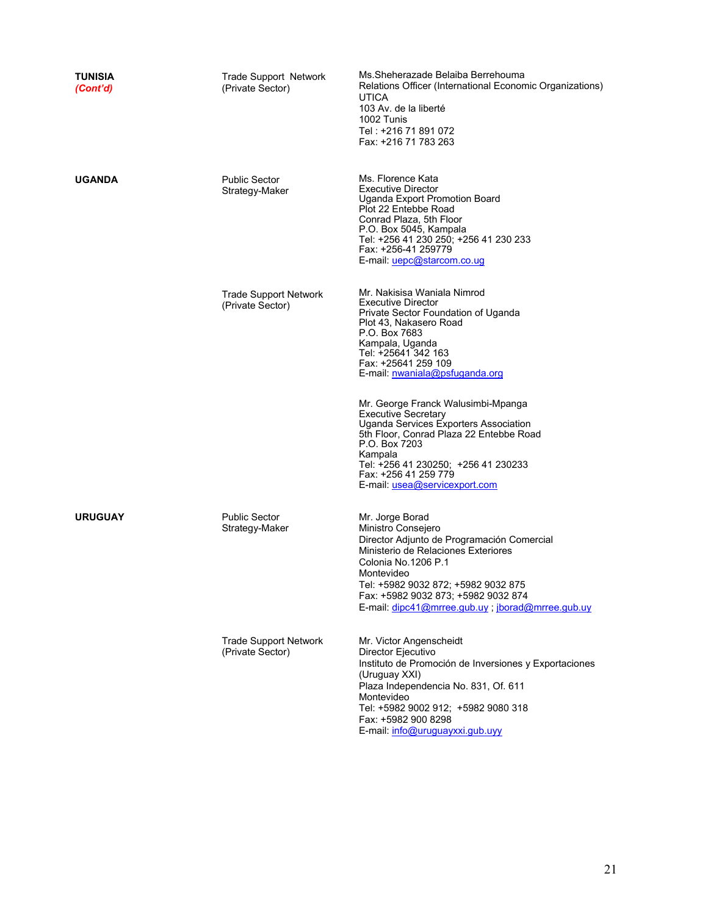| Country | Category | Contact |
|---|---|---|
| **TUNISIA** ***(Cont'd)*** | Trade Support Network (Private Sector) | Ms.Sheherazade Belaiba Berrehouma<br>Relations Officer (International Economic Organizations)<br>UTICA<br>103 Av. de la liberté<br>1002 Tunis<br>Tel : +216 71 891 072<br>Fax: +216 71 783 263 |
| **UGANDA** | Public Sector Strategy-Maker | Ms. Florence Kata<br>Executive Director<br>Uganda Export Promotion Board<br>Plot 22 Entebbe Road<br>Conrad Plaza, 5th Floor<br>P.O. Box 5045, Kampala<br>Tel: +256 41 230 250; +256 41 230 233<br>Fax: +256-41 259779<br>E-mail: uepc@starcom.co.ug |
| | Trade Support Network (Private Sector) | Mr. Nakisisa Waniala Nimrod<br>Executive Director<br>Private Sector Foundation of Uganda<br>Plot 43, Nakasero Road<br>P.O. Box 7683<br>Kampala, Uganda<br>Tel: +25641 342 163<br>Fax: +25641 259 109<br>E-mail: nwaniala@psfuganda.org |
| | | Mr. George Franck Walusimbi-Mpanga<br>Executive Secretary<br>Uganda Services Exporters Association<br>5th Floor, Conrad Plaza 22 Entebbe Road<br>P.O. Box 7203<br>Kampala<br>Tel: +256 41 230250; +256 41 230233<br>Fax: +256 41 259 779<br>E-mail: usea@servicexport.com |
| **URUGUAY** | Public Sector Strategy-Maker | Mr. Jorge Borad<br>Ministro Consejero<br>Director Adjunto de Programación Comercial<br>Ministerio de Relaciones Exteriores<br>Colonia No.1206 P.1<br>Montevideo<br>Tel: +5982 9032 872; +5982 9032 875<br>Fax: +5982 9032 873; +5982 9032 874<br>E-mail: dipc41@mrree.gub.uy ; jborad@mrree.gub.uy |
| | Trade Support Network (Private Sector) | Mr. Victor Angenscheidt<br>Director Ejecutivo<br>Instituto de Promoción de Inversiones y Exportaciones (Uruguay XXI)<br>Plaza Independencia No. 831, Of. 611<br>Montevideo<br>Tel: +5982 9002 912; +5982 9080 318<br>Fax: +5982 900 8298<br>E-mail: info@uruguayxxi.gub.uyy |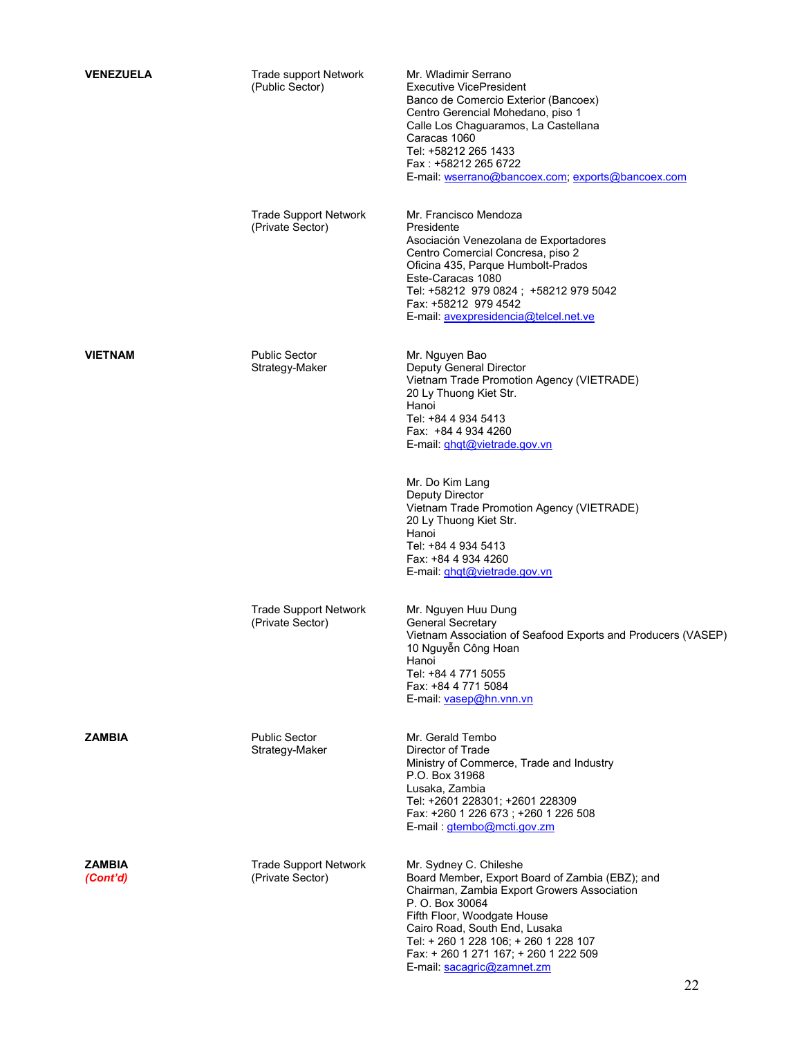| Country | Category | Contact |
|---|---|---|
| **VENEZUELA** | Trade support Network (Public Sector) | Mr. Wladimir Serrano<br>Executive VicePresident<br>Banco de Comercio Exterior (Bancoex)<br>Centro Gerencial Mohedano, piso 1<br>Calle Los Chaguaramos, La Castellana<br>Caracas 1060<br>Tel: +58212 265 1433<br>Fax : +58212 265 6722<br>E-mail: wserrano@bancoex.com; exports@bancoex.com |
| | Trade Support Network (Private Sector) | Mr. Francisco Mendoza<br>Presidente<br>Asociación Venezolana de Exportadores<br>Centro Comercial Concresa, piso 2<br>Oficina 435, Parque Humbolt-Prados<br>Este-Caracas 1080<br>Tel: +58212 979 0824 ; +58212 979 5042<br>Fax: +58212 979 4542<br>E-mail: avexpresidencia@telcel.net.ve |
| **VIETNAM** | Public Sector Strategy-Maker | Mr. Nguyen Bao<br>Deputy General Director<br>Vietnam Trade Promotion Agency (VIETRADE)<br>20 Ly Thuong Kiet Str.<br>Hanoi<br>Tel: +84 4 934 5413<br>Fax: +84 4 934 4260<br>E-mail: ghqt@vietrade.gov.vn |
| | | Mr. Do Kim Lang<br>Deputy Director<br>Vietnam Trade Promotion Agency (VIETRADE)<br>20 Ly Thuong Kiet Str.<br>Hanoi<br>Tel: +84 4 934 5413<br>Fax: +84 4 934 4260<br>E-mail: ghqt@vietrade.gov.vn |
| | Trade Support Network (Private Sector) | Mr. Nguyen Huu Dung<br>General Secretary<br>Vietnam Association of Seafood Exports and Producers (VASEP)<br>10 Nguyễn Công Hoan<br>Hanoi<br>Tel: +84 4 771 5055<br>Fax: +84 4 771 5084<br>E-mail: vasep@hn.vnn.vn |
| **ZAMBIA** | Public Sector Strategy-Maker | Mr. Gerald Tembo<br>Director of Trade<br>Ministry of Commerce, Trade and Industry<br>P.O. Box 31968<br>Lusaka, Zambia<br>Tel: +2601 228301; +2601 228309<br>Fax: +260 1 226 673 ; +260 1 226 508<br>E-mail : gtembo@mcti.gov.zm |
| **ZAMBIA** ***(Cont'd)*** | Trade Support Network (Private Sector) | Mr. Sydney C. Chileshe<br>Board Member, Export Board of Zambia (EBZ); and<br>Chairman, Zambia Export Growers Association<br>P. O. Box 30064<br>Fifth Floor, Woodgate House<br>Cairo Road, South End, Lusaka<br>Tel: + 260 1 228 106; + 260 1 228 107<br>Fax: + 260 1 271 167; + 260 1 222 509<br>E-mail: sacagric@zamnet.zm |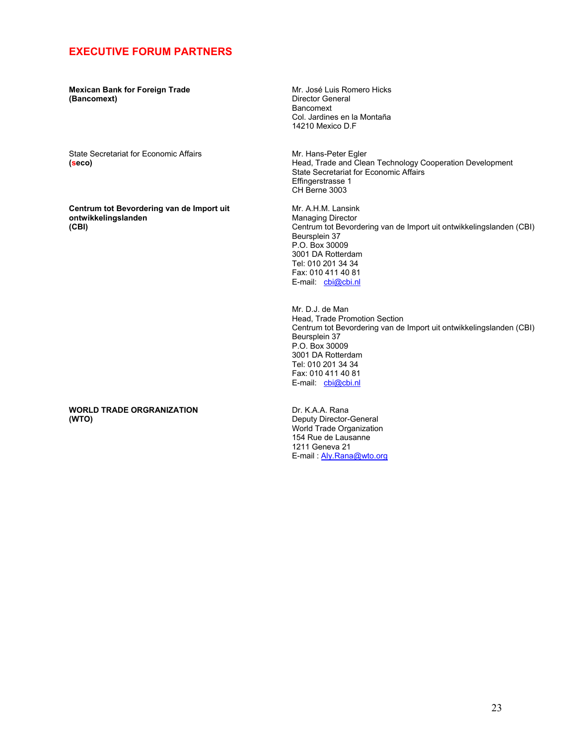## EXECUTIVE FORUM PARTNERS

**Mexican Bank for Foreign Trade (Bancomext)**

Mr. José Luis Romero Hicks
Director General
Bancomext
Col. Jardines en la Montaña
14210 Mexico D.F

State Secretariat for Economic Affairs **(seco)**

Mr. Hans-Peter Egler
Head, Trade and Clean Technology Cooperation Development
State Secretariat for Economic Affairs
Effingerstrasse 1
CH Berne 3003

**Centrum tot Bevordering van de Import uit ontwikkelingslanden (CBI)**

Mr. A.H.M. Lansink
Managing Director
Centrum tot Bevordering van de Import uit ontwikkelingslanden (CBI)
Beursplein 37
P.O. Box 30009
3001 DA Rotterdam
Tel: 010 201 34 34
Fax: 010 411 40 81
E-mail: cbi@cbi.nl

Mr. D.J. de Man
Head, Trade Promotion Section
Centrum tot Bevordering van de Import uit ontwikkelingslanden (CBI)
Beursplein 37
P.O. Box 30009
3001 DA Rotterdam
Tel: 010 201 34 34
Fax: 010 411 40 81
E-mail: cbi@cbi.nl

**WORLD TRADE ORGRANIZATION (WTO)**

Dr. K.A.A. Rana
Deputy Director-General
World Trade Organization
154 Rue de Lausanne
1211 Geneva 21
E-mail : Aly.Rana@wto.org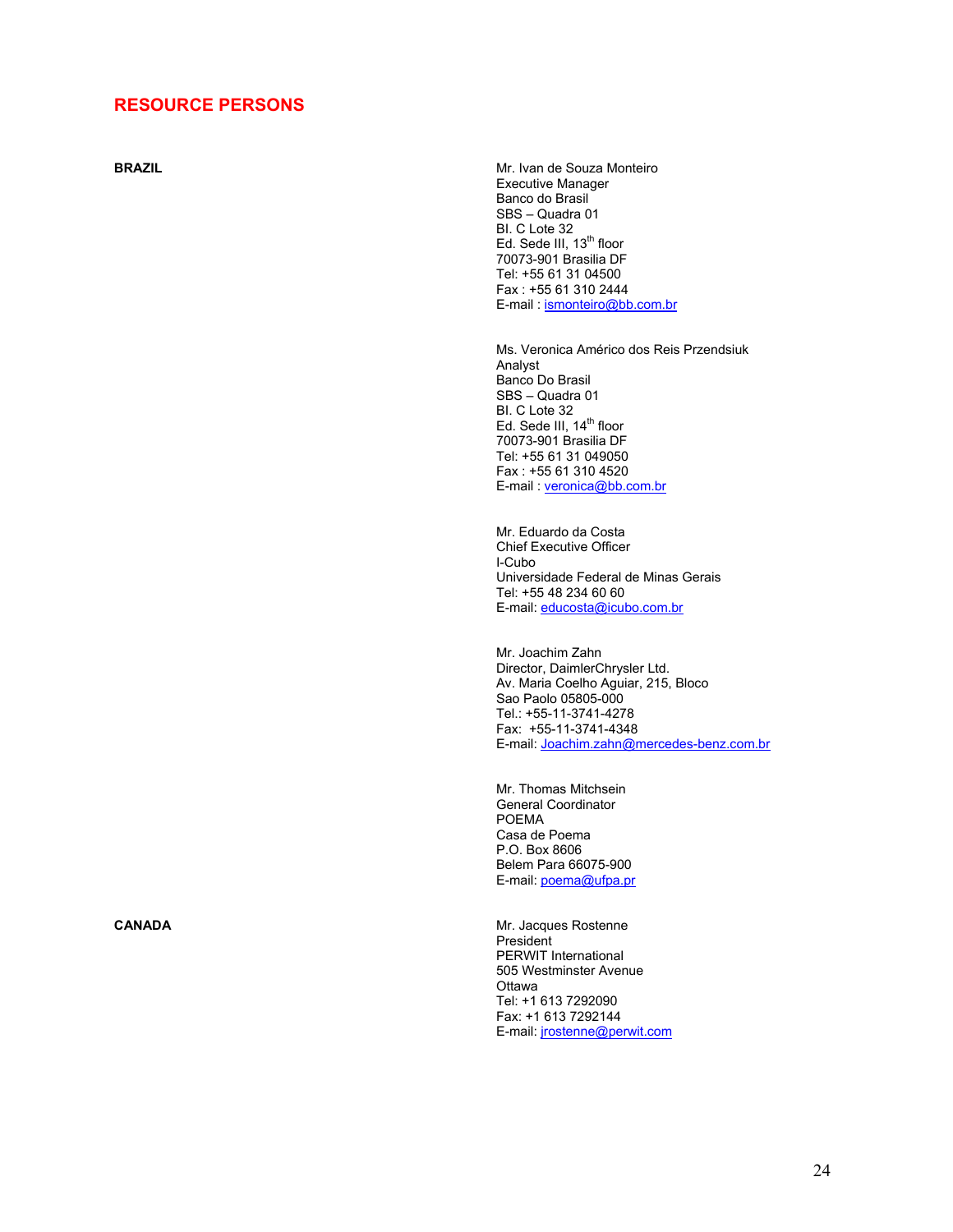## RESOURCE PERSONS

**BRAZIL**

Mr. Ivan de Souza Monteiro
Executive Manager
Banco do Brasil
SBS – Quadra 01
Bl. C Lote 32
Ed. Sede III, 13th floor
70073-901 Brasilia DF
Tel: +55 61 31 04500
Fax : +55 61 310 2444
E-mail : ismonteiro@bb.com.br

Ms. Veronica Américo dos Reis Przendsiuk
Analyst
Banco Do Brasil
SBS – Quadra 01
Bl. C Lote 32
Ed. Sede III, 14th floor
70073-901 Brasilia DF
Tel: +55 61 31 049050
Fax : +55 61 310 4520
E-mail : veronica@bb.com.br

Mr. Eduardo da Costa
Chief Executive Officer
I-Cubo
Universidade Federal de Minas Gerais
Tel: +55 48 234 60 60
E-mail: educosta@icubo.com.br

Mr. Joachim Zahn
Director, DaimlerChrysler Ltd.
Av. Maria Coelho Aguiar, 215, Bloco
Sao Paolo 05805-000
Tel.: +55-11-3741-4278
Fax: +55-11-3741-4348
E-mail: Joachim.zahn@mercedes-benz.com.br

Mr. Thomas Mitchsein
General Coordinator
POEMA
Casa de Poema
P.O. Box 8606
Belem Para 66075-900
E-mail: poema@ufpa.pr

**CANADA**

Mr. Jacques Rostenne
President
PERWIT International
505 Westminster Avenue
Ottawa
Tel: +1 613 7292090
Fax: +1 613 7292144
E-mail: jrostenne@perwit.com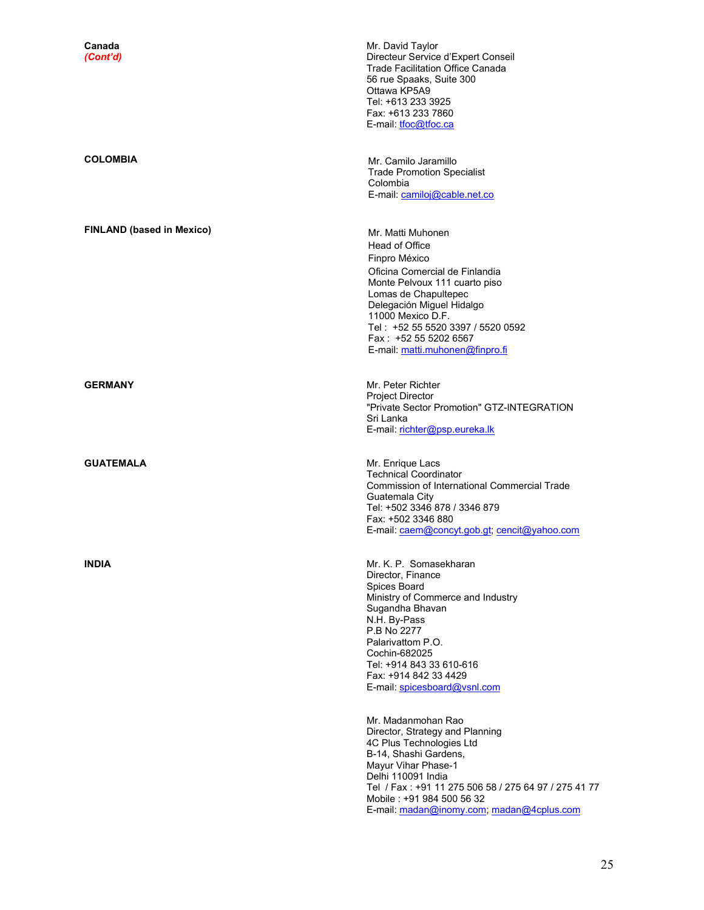**Canada**
***(Cont'd)***

Mr. David Taylor
Directeur Service d'Expert Conseil
Trade Facilitation Office Canada
56 rue Spaaks, Suite 300
Ottawa KP5A9
Tel: +613 233 3925
Fax: +613 233 7860
E-mail: tfoc@tfoc.ca

**COLOMBIA**

Mr. Camilo Jaramillo
Trade Promotion Specialist
Colombia
E-mail: camiloj@cable.net.co

**FINLAND (based in Mexico)**

Mr. Matti Muhonen
Head of Office
Finpro México
Oficina Comercial de Finlandia
Monte Pelvoux 111 cuarto piso
Lomas de Chapultepec
Delegación Miguel Hidalgo
11000 Mexico D.F.
Tel : +52 55 5520 3397 / 5520 0592
Fax : +52 55 5202 6567
E-mail: matti.muhonen@finpro.fi

**GERMANY**

Mr. Peter Richter
Project Director
"Private Sector Promotion" GTZ-INTEGRATION
Sri Lanka
E-mail: richter@psp.eureka.lk

**GUATEMALA**

Mr. Enrique Lacs
Technical Coordinator
Commission of International Commercial Trade
Guatemala City
Tel: +502 3346 878 / 3346 879
Fax: +502 3346 880
E-mail: caem@concyt.gob.gt; cencit@yahoo.com

**INDIA**

Mr. K. P. Somasekharan
Director, Finance
Spices Board
Ministry of Commerce and Industry
Sugandha Bhavan
N.H. By-Pass
P.B No 2277
Palarivattom P.O.
Cochin-682025
Tel: +914 843 33 610-616
Fax: +914 842 33 4429
E-mail: spicesboard@vsnl.com

Mr. Madanmohan Rao
Director, Strategy and Planning
4C Plus Technologies Ltd
B-14, Shashi Gardens,
Mayur Vihar Phase-1
Delhi 110091 India
Tel / Fax : +91 11 275 506 58 / 275 64 97 / 275 41 77
Mobile : +91 984 500 56 32
E-mail: madan@inomy.com; madan@4cplus.com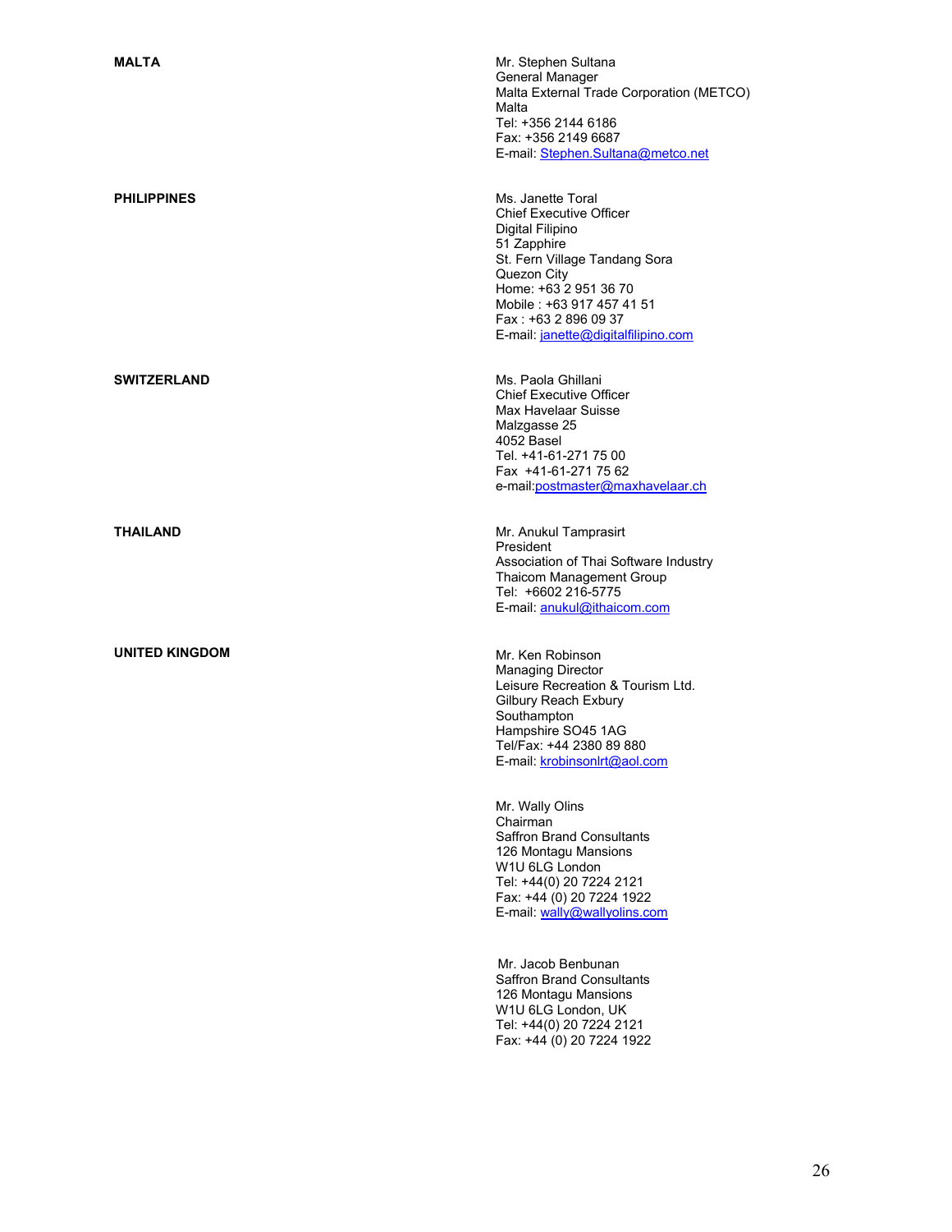**MALTA**

Mr. Stephen Sultana
General Manager
Malta External Trade Corporation (METCO)
Malta
Tel: +356 2144 6186
Fax: +356 2149 6687
E-mail: Stephen.Sultana@metco.net

**PHILIPPINES**

Ms. Janette Toral
Chief Executive Officer
Digital Filipino
51 Zapphire
St. Fern Village Tandang Sora
Quezon City
Home: +63 2 951 36 70
Mobile : +63 917 457 41 51
Fax : +63 2 896 09 37
E-mail: janette@digitalfilipino.com

**SWITZERLAND**

Ms. Paola Ghillani
Chief Executive Officer
Max Havelaar Suisse
Malzgasse 25
4052 Basel
Tel. +41-61-271 75 00
Fax +41-61-271 75 62
e-mail:postmaster@maxhavelaar.ch

**THAILAND**

Mr. Anukul Tamprasirt
President
Association of Thai Software Industry
Thaicom Management Group
Tel: +6602 216-5775
E-mail: anukul@ithaicom.com

**UNITED KINGDOM**

Mr. Ken Robinson
Managing Director
Leisure Recreation & Tourism Ltd.
Gilbury Reach Exbury
Southampton
Hampshire SO45 1AG
Tel/Fax: +44 2380 89 880
E-mail: krobinsonlrt@aol.com

Mr. Wally Olins
Chairman
Saffron Brand Consultants
126 Montagu Mansions
W1U 6LG London
Tel: +44(0) 20 7224 2121
Fax: +44 (0) 20 7224 1922
E-mail: wally@wallyolins.com

Mr. Jacob Benbunan
Saffron Brand Consultants
126 Montagu Mansions
W1U 6LG London, UK
Tel: +44(0) 20 7224 2121
Fax: +44 (0) 20 7224 1922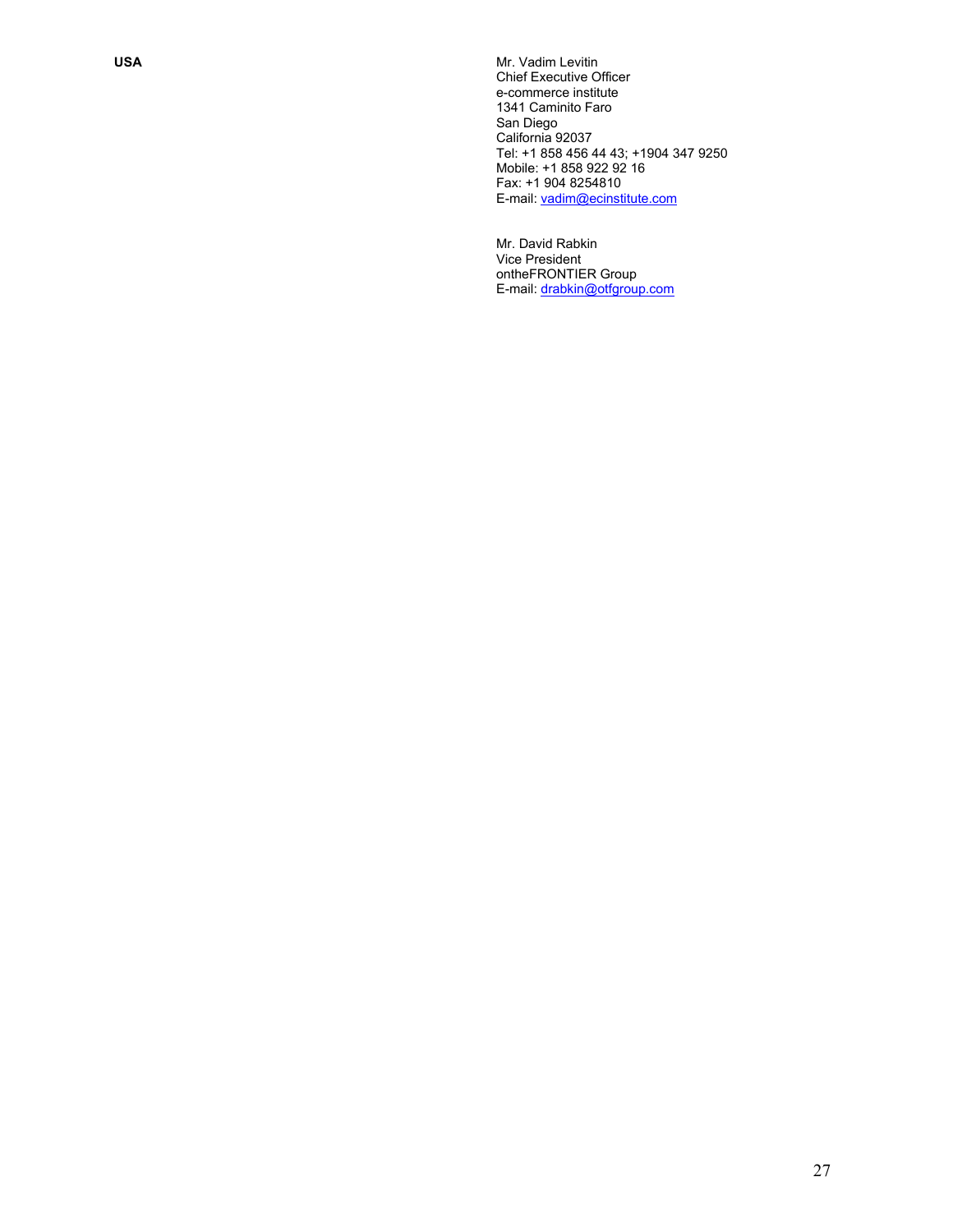| | |
|---|---|
| **USA** | Mr. Vadim Levitin<br>Chief Executive Officer<br>e-commerce institute<br>1341 Caminito Faro<br>San Diego<br>California 92037<br>Tel: +1 858 456 44 43; +1904 347 9250<br>Mobile: +1 858 922 92 16<br>Fax: +1 904 8254810<br>E-mail: vadim@ecinstitute.com |
| | Mr. David Rabkin<br>Vice President<br>ontheFRONTIER Group<br>E-mail: drabkin@otfgroup.com |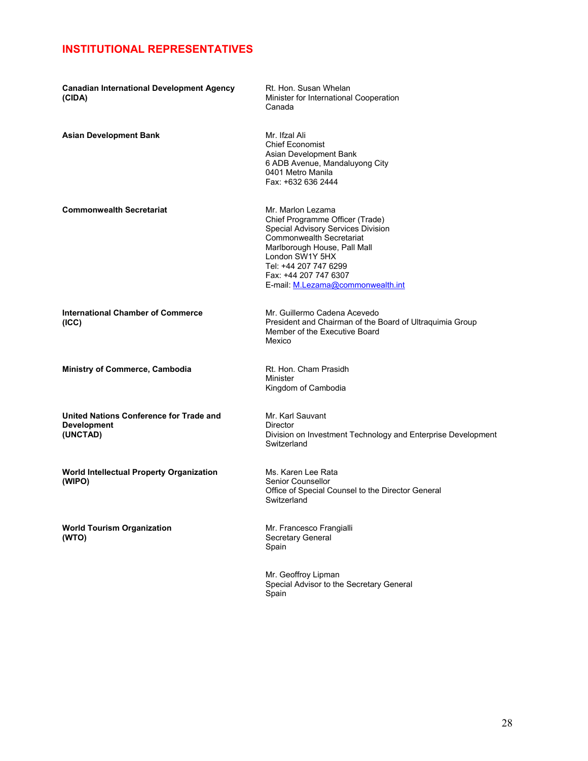## INSTITUTIONAL REPRESENTATIVES

| | |
|---|---|
| **Canadian International Development Agency (CIDA)** | Rt. Hon. Susan Whelan<br>Minister for International Cooperation<br>Canada |
| **Asian Development Bank** | Mr. Ifzal Ali<br>Chief Economist<br>Asian Development Bank<br>6 ADB Avenue, Mandaluyong City<br>0401 Metro Manila<br>Fax: +632 636 2444 |
| **Commonwealth Secretariat** | Mr. Marlon Lezama<br>Chief Programme Officer (Trade)<br>Special Advisory Services Division<br>Commonwealth Secretariat<br>Marlborough House, Pall Mall<br>London SW1Y 5HX<br>Tel: +44 207 747 6299<br>Fax: +44 207 747 6307<br>E-mail: M.Lezama@commonwealth.int |
| **International Chamber of Commerce (ICC)** | Mr. Guillermo Cadena Acevedo<br>President and Chairman of the Board of Ultraquimia Group<br>Member of the Executive Board<br>Mexico |
| **Ministry of Commerce, Cambodia** | Rt. Hon. Cham Prasidh<br>Minister<br>Kingdom of Cambodia |
| **United Nations Conference for Trade and Development (UNCTAD)** | Mr. Karl Sauvant<br>Director<br>Division on Investment Technology and Enterprise Development<br>Switzerland |
| **World Intellectual Property Organization (WIPO)** | Ms. Karen Lee Rata<br>Senior Counsellor<br>Office of Special Counsel to the Director General<br>Switzerland |
| **World Tourism Organization (WTO)** | Mr. Francesco Frangialli<br>Secretary General<br>Spain |
| | Mr. Geoffroy Lipman<br>Special Advisor to the Secretary General<br>Spain |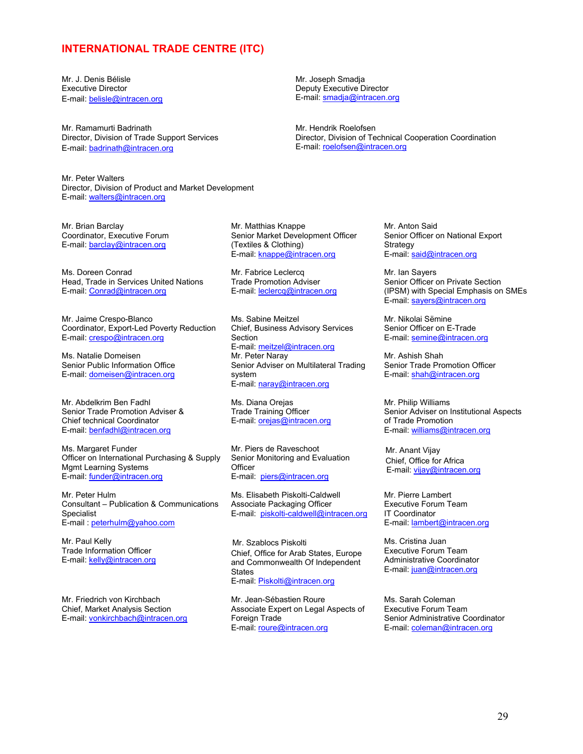# INTERNATIONAL TRADE CENTRE (ITC)

Mr. J. Denis Bélisle
Executive Director
E-mail: belisle@intracen.org

Mr. Joseph Smadja
Deputy Executive Director
E-mail: smadja@intracen.org

Mr. Ramamurti Badrinath
Director, Division of Trade Support Services
E-mail: badrinath@intracen.org

Mr. Hendrik Roelofsen
Director, Division of Technical Cooperation Coordination
E-mail: roelofsen@intracen.org

Mr. Peter Walters
Director, Division of Product and Market Development
E-mail: walters@intracen.org

Mr. Brian Barclay
Coordinator, Executive Forum
E-mail: barclay@intracen.org

Ms. Doreen Conrad
Head, Trade in Services United Nations
E-mail: Conrad@intracen.org

Mr. Jaime Crespo-Blanco
Coordinator, Export-Led Poverty Reduction
E-mail: crespo@intracen.org

Ms. Natalie Domeisen
Senior Public Information Office
E-mail: domeisen@intracen.org

Mr. Abdelkrim Ben Fadhl
Senior Trade Promotion Adviser &
Chief technical Coordinator
E-mail: benfadhl@intracen.org

Ms. Margaret Funder
Officer on International Purchasing & Supply Mgmt Learning Systems
E-mail: funder@intracen.org

Mr. Peter Hulm
Consultant – Publication & Communications Specialist
E-mail : peterhulm@yahoo.com

Mr. Paul Kelly
Trade Information Officer
E-mail: kelly@intracen.org

Mr. Friedrich von Kirchbach
Chief, Market Analysis Section
E-mail: vonkirchbach@intracen.org

Mr. Matthias Knappe
Senior Market Development Officer (Textiles & Clothing)
E-mail: knappe@intracen.org

Mr. Fabrice Leclercq
Trade Promotion Adviser
E-mail: leclercq@intracen.org

Ms. Sabine Meitzel
Chief, Business Advisory Services Section
E-mail: meitzel@intracen.org

Mr. Peter Naray
Senior Adviser on Multilateral Trading system
E-mail: naray@intracen.org

Ms. Diana Orejas
Trade Training Officer
E-mail: orejas@intracen.org

Mr. Piers de Raveschoot
Senior Monitoring and Evaluation Officer
E-mail: piers@intracen.org

Ms. Elisabeth Piskolti-Caldwell
Associate Packaging Officer
E-mail: piskolti-caldwell@intracen.org

Mr. Szablocs Piskolti
Chief, Office for Arab States, Europe and Commonwealth Of Independent States
E-mail: Piskolti@intracen.org

Mr. Jean-Sébastien Roure
Associate Expert on Legal Aspects of Foreign Trade
E-mail: roure@intracen.org

Mr. Anton Said
Senior Officer on National Export Strategy
E-mail: said@intracen.org

Mr. Ian Sayers
Senior Officer on Private Section (IPSM) with Special Emphasis on SMEs
E-mail: sayers@intracen.org

Mr. Nikolai Sëmine
Senior Officer on E-Trade
E-mail: semine@intracen.org

Mr. Ashish Shah
Senior Trade Promotion Officer
E-mail: shah@intracen.org

Mr. Philip Williams
Senior Adviser on Institutional Aspects of Trade Promotion
E-mail: williams@intracen.org

Mr. Anant Vijay
Chief, Office for Africa
E-mail: vijay@intracen.org

Mr. Pierre Lambert
Executive Forum Team
IT Coordinator
E-mail: lambert@intracen.org

Ms. Cristina Juan
Executive Forum Team
Administrative Coordinator
E-mail: juan@intracen.org

Ms. Sarah Coleman
Executive Forum Team
Senior Administrative Coordinator
E-mail: coleman@intracen.org